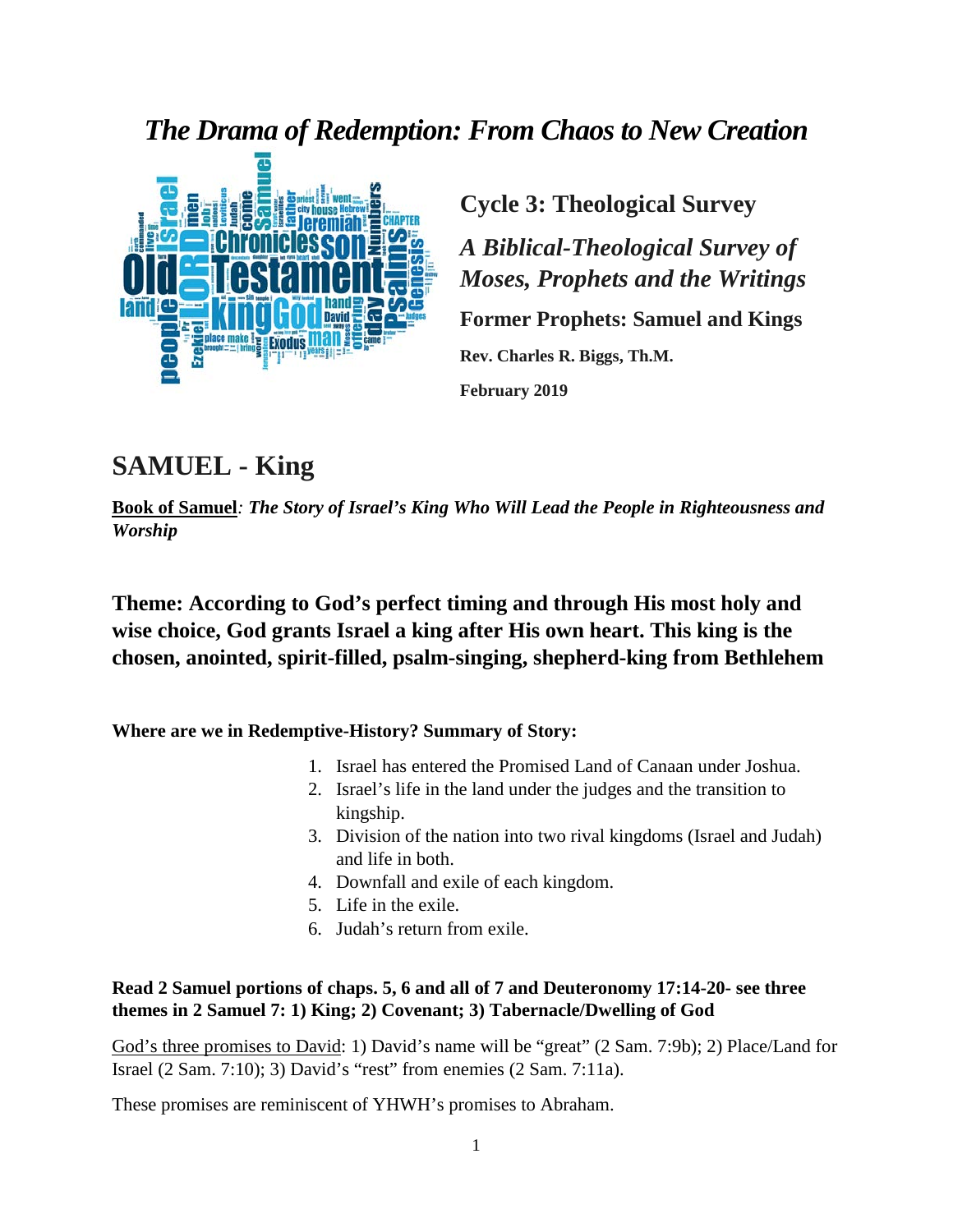# *The Drama of Redemption: From Chaos to New Creation*

**Cycle 3: Theological Survey**

***A Biblical-Theological Survey of Moses, Prophets and the Writings***

**Former Prophets: Samuel and Kings**

**Rev. Charles R. Biggs, Th.M.**

**February 2019**

## SAMUEL - King

**Book of Samuel***: The Story of Israel's King Who Will Lead the People in Righteousness and Worship*

### Theme: According to God's perfect timing and through His most holy and wise choice, God grants Israel a king after His own heart. This king is the chosen, anointed, spirit-filled, psalm-singing, shepherd-king from Bethlehem

**Where are we in Redemptive-History? Summary of Story:**

1. Israel has entered the Promised Land of Canaan under Joshua.
2. Israel's life in the land under the judges and the transition to kingship.
3. Division of the nation into two rival kingdoms (Israel and Judah) and life in both.
4. Downfall and exile of each kingdom.
5. Life in the exile.
6. Judah's return from exile.

**Read 2 Samuel portions of chaps. 5, 6 and all of 7 and Deuteronomy 17:14-20- see three themes in 2 Samuel 7: 1) King; 2) Covenant; 3) Tabernacle/Dwelling of God**

God's three promises to David: 1) David's name will be "great" (2 Sam. 7:9b); 2) Place/Land for Israel (2 Sam. 7:10); 3) David's "rest" from enemies (2 Sam. 7:11a).

These promises are reminiscent of YHWH's promises to Abraham.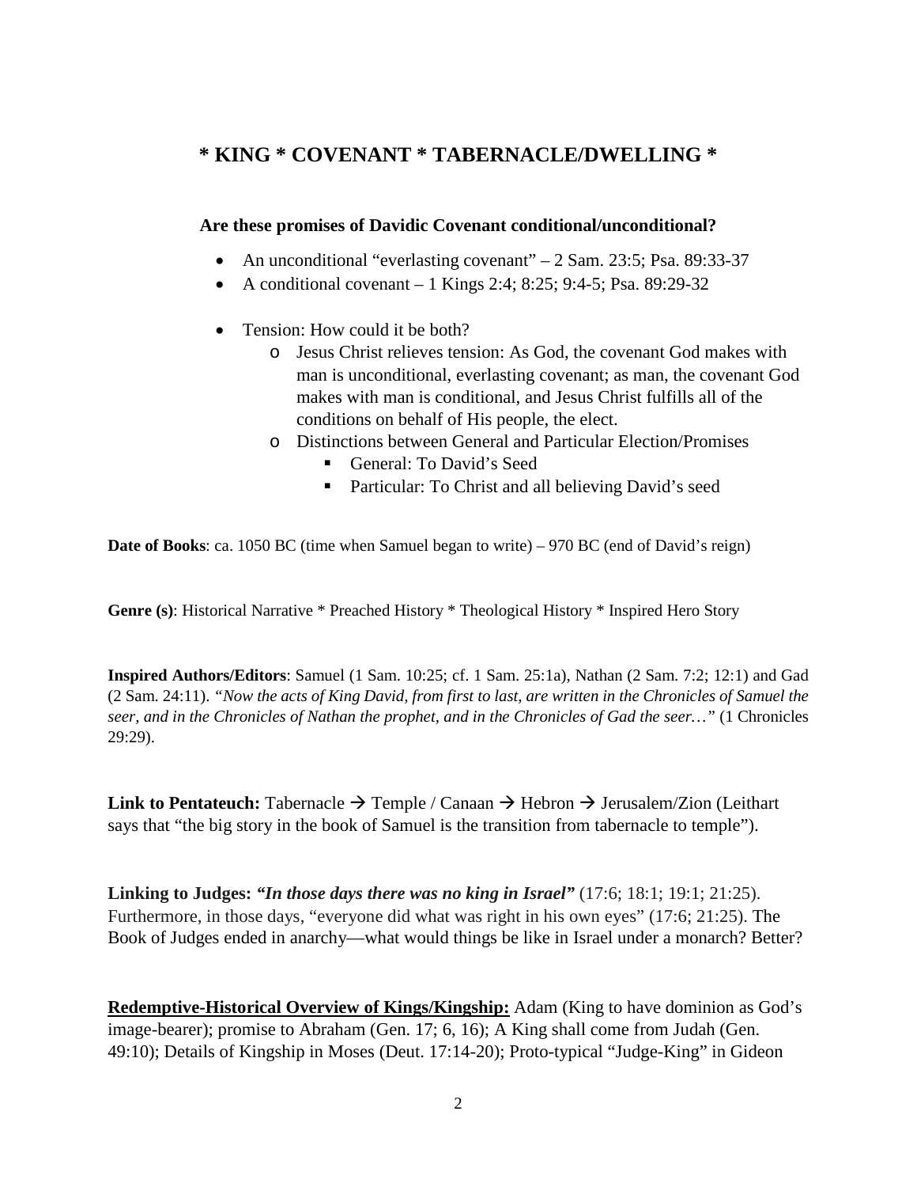## * KING * COVENANT * TABERNACLE/DWELLING *

**Are these promises of Davidic Covenant conditional/unconditional?**

- An unconditional "everlasting covenant" – 2 Sam. 23:5; Psa. 89:33-37
- A conditional covenant – 1 Kings 2:4; 8:25; 9:4-5; Psa. 89:29-32
- Tension: How could it be both?
  - Jesus Christ relieves tension: As God, the covenant God makes with man is unconditional, everlasting covenant; as man, the covenant God makes with man is conditional, and Jesus Christ fulfills all of the conditions on behalf of His people, the elect.
  - Distinctions between General and Particular Election/Promises
    - General: To David's Seed
    - Particular: To Christ and all believing David's seed

**Date of Books**: ca. 1050 BC (time when Samuel began to write) – 970 BC (end of David's reign)

**Genre (s)**: Historical Narrative * Preached History * Theological History * Inspired Hero Story

**Inspired Authors/Editors**: Samuel (1 Sam. 10:25; cf. 1 Sam. 25:1a), Nathan (2 Sam. 7:2; 12:1) and Gad (2 Sam. 24:11). *"Now the acts of King David, from first to last, are written in the Chronicles of Samuel the seer, and in the Chronicles of Nathan the prophet, and in the Chronicles of Gad the seer…"* (1 Chronicles 29:29).

**Link to Pentateuch:** Tabernacle → Temple / Canaan → Hebron → Jerusalem/Zion (Leithart says that "the big story in the book of Samuel is the transition from tabernacle to temple").

**Linking to Judges:** ***"In those days there was no king in Israel"*** (17:6; 18:1; 19:1; 21:25). Furthermore, in those days, "everyone did what was right in his own eyes" (17:6; 21:25). The Book of Judges ended in anarchy—what would things be like in Israel under a monarch? Better?

**<u>Redemptive-Historical Overview of Kings/Kingship:</u>** Adam (King to have dominion as God's image-bearer); promise to Abraham (Gen. 17; 6, 16); A King shall come from Judah (Gen. 49:10); Details of Kingship in Moses (Deut. 17:14-20); Proto-typical "Judge-King" in Gideon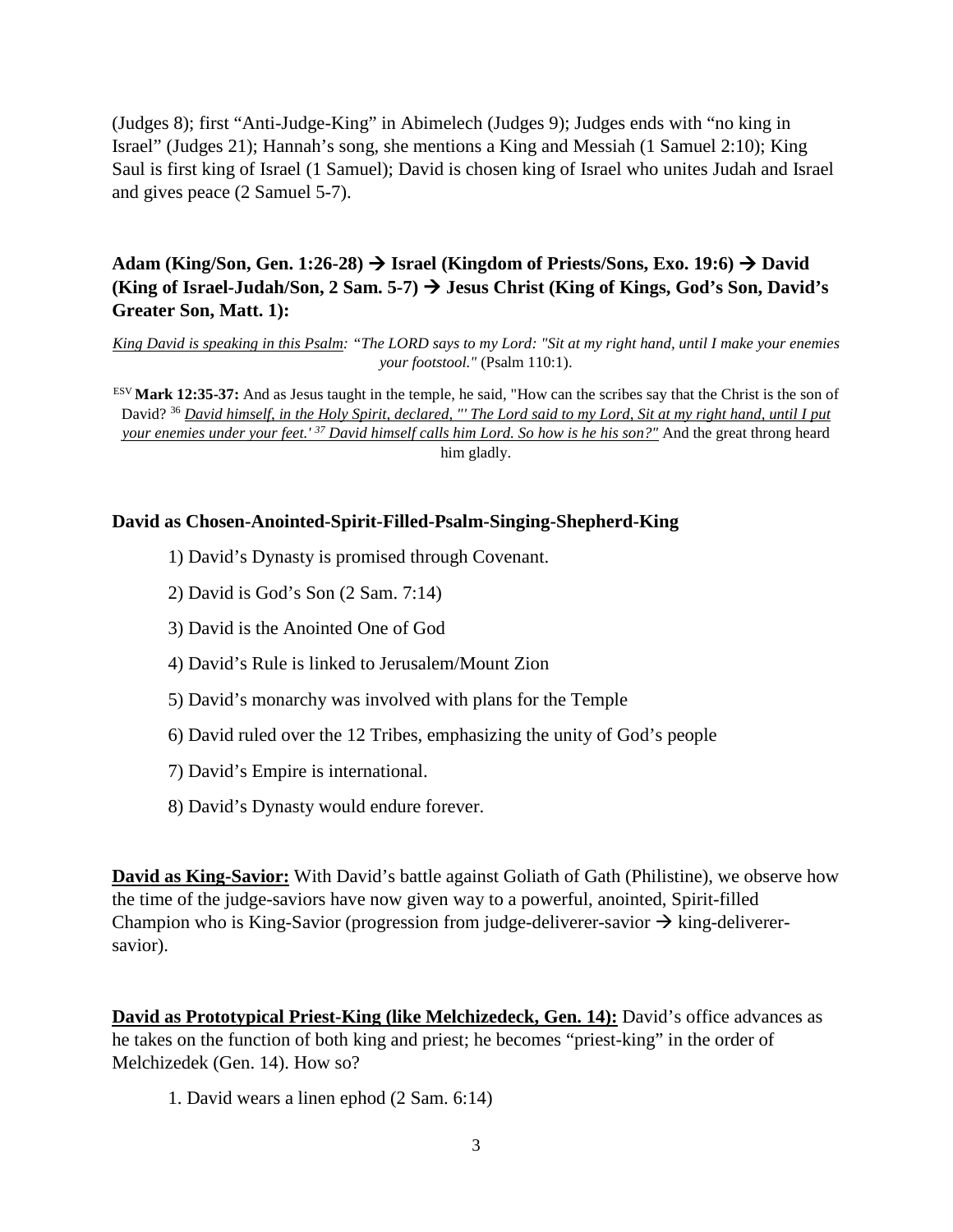(Judges 8); first "Anti-Judge-King" in Abimelech (Judges 9); Judges ends with "no king in Israel" (Judges 21); Hannah's song, she mentions a King and Messiah (1 Samuel 2:10); King Saul is first king of Israel (1 Samuel); David is chosen king of Israel who unites Judah and Israel and gives peace (2 Samuel 5-7).

**Adam (King/Son, Gen. 1:26-28) → Israel (Kingdom of Priests/Sons, Exo. 19:6) → David (King of Israel-Judah/Son, 2 Sam. 5-7) → Jesus Christ (King of Kings, God's Son, David's Greater Son, Matt. 1):**

*King David is speaking in this Psalm: "The LORD says to my Lord: "Sit at my right hand, until I make your enemies your footstool."* (Psalm 110:1).

ESV **Mark 12:35-37:** And as Jesus taught in the temple, he said, "How can the scribes say that the Christ is the son of David? [36] *David himself, in the Holy Spirit, declared, "' The Lord said to my Lord, Sit at my right hand, until I put your enemies under your feet.' [37] David himself calls him Lord. So how is he his son?"* And the great throng heard him gladly.

**David as Chosen-Anointed-Spirit-Filled-Psalm-Singing-Shepherd-King**

1) David's Dynasty is promised through Covenant.

2) David is God's Son (2 Sam. 7:14)

3) David is the Anointed One of God

4) David's Rule is linked to Jerusalem/Mount Zion

5) David's monarchy was involved with plans for the Temple

6) David ruled over the 12 Tribes, emphasizing the unity of God's people

7) David's Empire is international.

8) David's Dynasty would endure forever.

**David as King-Savior:** With David's battle against Goliath of Gath (Philistine), we observe how the time of the judge-saviors have now given way to a powerful, anointed, Spirit-filled Champion who is King-Savior (progression from judge-deliverer-savior → king-deliverer-savior).

**David as Prototypical Priest-King (like Melchizedeck, Gen. 14):** David's office advances as he takes on the function of both king and priest; he becomes "priest-king" in the order of Melchizedek (Gen. 14). How so?

1. David wears a linen ephod (2 Sam. 6:14)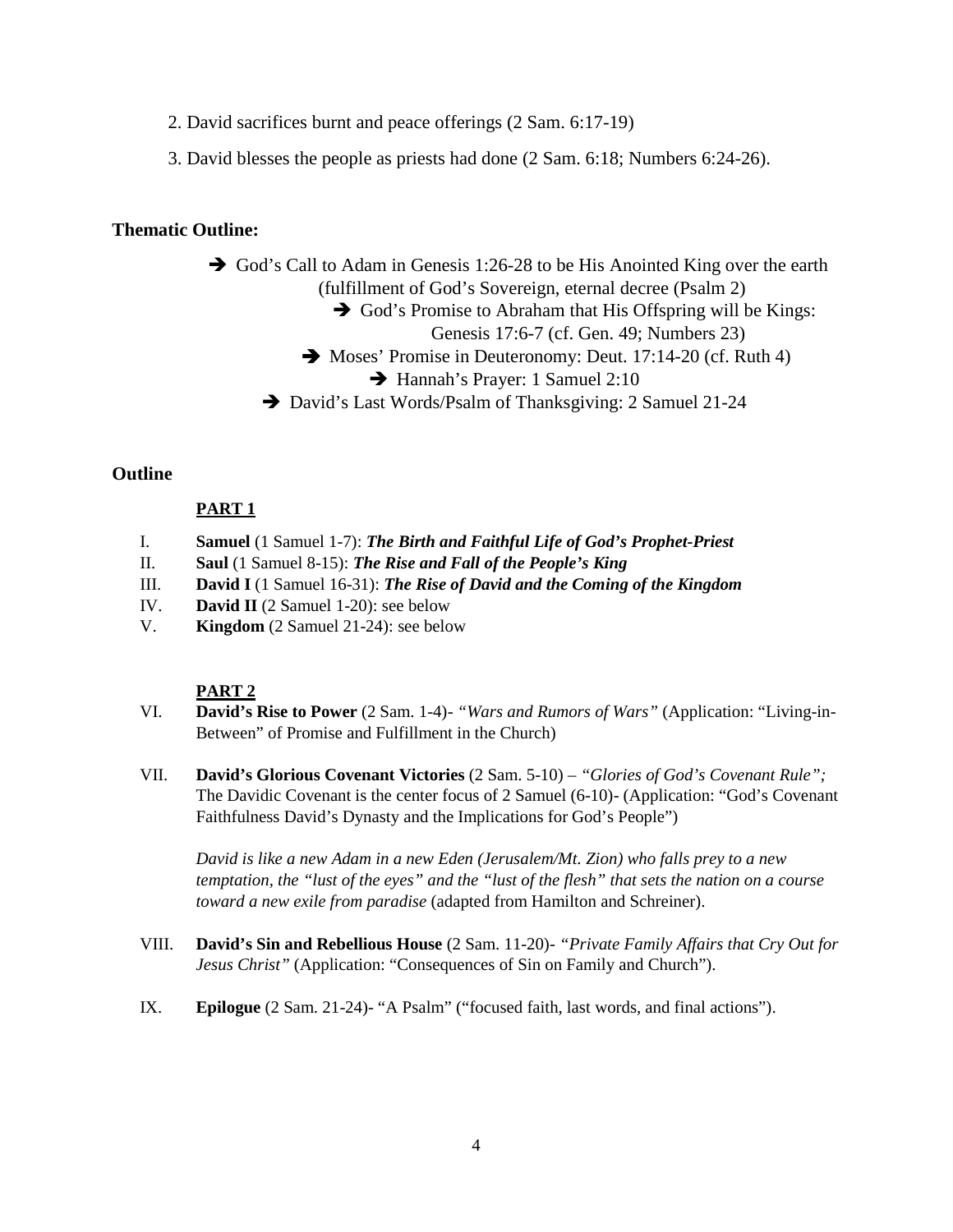2. David sacrifices burnt and peace offerings (2 Sam. 6:17-19)

3. David blesses the people as priests had done (2 Sam. 6:18; Numbers 6:24-26).

**Thematic Outline:**

➔ God's Call to Adam in Genesis 1:26-28 to be His Anointed King over the earth (fulfillment of God's Sovereign, eternal decree (Psalm 2)

➔ God's Promise to Abraham that His Offspring will be Kings: Genesis 17:6-7 (cf. Gen. 49; Numbers 23)

➔ Moses' Promise in Deuteronomy: Deut. 17:14-20 (cf. Ruth 4)

➔ Hannah's Prayer: 1 Samuel 2:10

➔ David's Last Words/Psalm of Thanksgiving: 2 Samuel 21-24

**Outline**

**PART 1**

I. **Samuel** (1 Samuel 1-7): ***The Birth and Faithful Life of God's Prophet-Priest***
II. **Saul** (1 Samuel 8-15): ***The Rise and Fall of the People's King***
III. **David I** (1 Samuel 16-31): ***The Rise of David and the Coming of the Kingdom***
IV. **David II** (2 Samuel 1-20): see below
V. **Kingdom** (2 Samuel 21-24): see below

**PART 2**

VI. **David's Rise to Power** (2 Sam. 1-4)- *"Wars and Rumors of Wars"* (Application: "Living-in-Between" of Promise and Fulfillment in the Church)

VII. **David's Glorious Covenant Victories** (2 Sam. 5-10) – *"Glories of God's Covenant Rule";* The Davidic Covenant is the center focus of 2 Samuel (6-10)- (Application: "God's Covenant Faithfulness David's Dynasty and the Implications for God's People")

*David is like a new Adam in a new Eden (Jerusalem/Mt. Zion) who falls prey to a new temptation, the "lust of the eyes" and the "lust of the flesh" that sets the nation on a course toward a new exile from paradise* (adapted from Hamilton and Schreiner).

VIII. **David's Sin and Rebellious House** (2 Sam. 11-20)- *"Private Family Affairs that Cry Out for Jesus Christ"* (Application: "Consequences of Sin on Family and Church").

IX. **Epilogue** (2 Sam. 21-24)- "A Psalm" ("focused faith, last words, and final actions").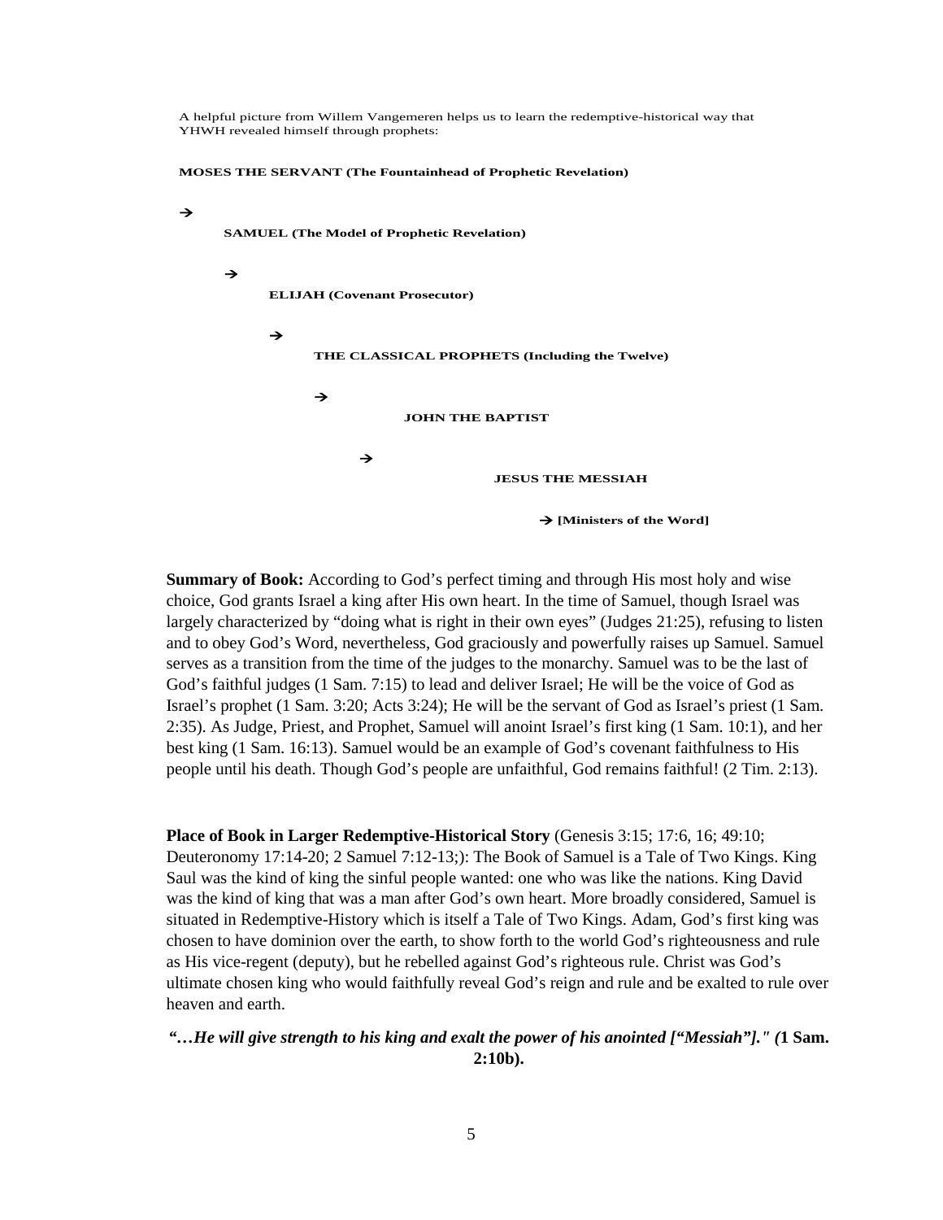A helpful picture from Willem Vangemeren helps us to learn the redemptive-historical way that YHWH revealed himself through prophets:

**MOSES THE SERVANT (The Fountainhead of Prophetic Revelation)**

→

**SAMUEL (The Model of Prophetic Revelation)**

→

**ELIJAH (Covenant Prosecutor)**

→

**THE CLASSICAL PROPHETS (Including the Twelve)**

→

**JOHN THE BAPTIST**

→

**JESUS THE MESSIAH**

→ **[Ministers of the Word]**

**Summary of Book:** According to God's perfect timing and through His most holy and wise choice, God grants Israel a king after His own heart. In the time of Samuel, though Israel was largely characterized by "doing what is right in their own eyes" (Judges 21:25), refusing to listen and to obey God's Word, nevertheless, God graciously and powerfully raises up Samuel. Samuel serves as a transition from the time of the judges to the monarchy. Samuel was to be the last of God's faithful judges (1 Sam. 7:15) to lead and deliver Israel; He will be the voice of God as Israel's prophet (1 Sam. 3:20; Acts 3:24); He will be the servant of God as Israel's priest (1 Sam. 2:35). As Judge, Priest, and Prophet, Samuel will anoint Israel's first king (1 Sam. 10:1), and her best king (1 Sam. 16:13). Samuel would be an example of God's covenant faithfulness to His people until his death. Though God's people are unfaithful, God remains faithful! (2 Tim. 2:13).

**Place of Book in Larger Redemptive-Historical Story** (Genesis 3:15; 17:6, 16; 49:10; Deuteronomy 17:14-20; 2 Samuel 7:12-13;): The Book of Samuel is a Tale of Two Kings. King Saul was the kind of king the sinful people wanted: one who was like the nations. King David was the kind of king that was a man after God's own heart. More broadly considered, Samuel is situated in Redemptive-History which is itself a Tale of Two Kings. Adam, God's first king was chosen to have dominion over the earth, to show forth to the world God's righteousness and rule as His vice-regent (deputy), but he rebelled against God's righteous rule. Christ was God's ultimate chosen king who would faithfully reveal God's reign and rule and be exalted to rule over heaven and earth.

***"…He will give strength to his king and exalt the power of his anointed ["Messiah"]." (*1 Sam. 2:10b).**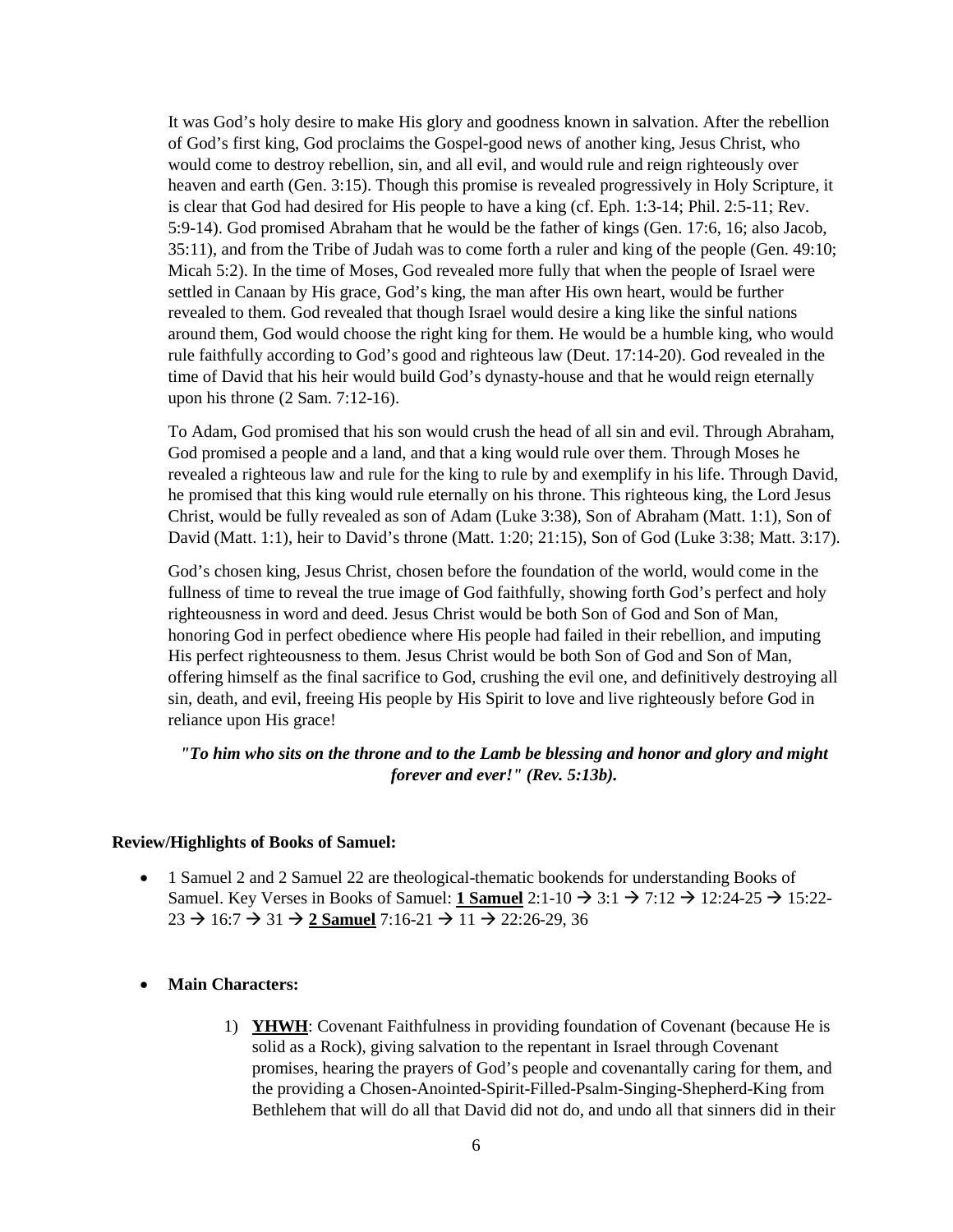It was God's holy desire to make His glory and goodness known in salvation. After the rebellion of God's first king, God proclaims the Gospel-good news of another king, Jesus Christ, who would come to destroy rebellion, sin, and all evil, and would rule and reign righteously over heaven and earth (Gen. 3:15). Though this promise is revealed progressively in Holy Scripture, it is clear that God had desired for His people to have a king (cf. Eph. 1:3-14; Phil. 2:5-11; Rev. 5:9-14). God promised Abraham that he would be the father of kings (Gen. 17:6, 16; also Jacob, 35:11), and from the Tribe of Judah was to come forth a ruler and king of the people (Gen. 49:10; Micah 5:2). In the time of Moses, God revealed more fully that when the people of Israel were settled in Canaan by His grace, God's king, the man after His own heart, would be further revealed to them. God revealed that though Israel would desire a king like the sinful nations around them, God would choose the right king for them. He would be a humble king, who would rule faithfully according to God's good and righteous law (Deut. 17:14-20). God revealed in the time of David that his heir would build God's dynasty-house and that he would reign eternally upon his throne (2 Sam. 7:12-16).

To Adam, God promised that his son would crush the head of all sin and evil. Through Abraham, God promised a people and a land, and that a king would rule over them. Through Moses he revealed a righteous law and rule for the king to rule by and exemplify in his life. Through David, he promised that this king would rule eternally on his throne. This righteous king, the Lord Jesus Christ, would be fully revealed as son of Adam (Luke 3:38), Son of Abraham (Matt. 1:1), Son of David (Matt. 1:1), heir to David's throne (Matt. 1:20; 21:15), Son of God (Luke 3:38; Matt. 3:17).

God's chosen king, Jesus Christ, chosen before the foundation of the world, would come in the fullness of time to reveal the true image of God faithfully, showing forth God's perfect and holy righteousness in word and deed. Jesus Christ would be both Son of God and Son of Man, honoring God in perfect obedience where His people had failed in their rebellion, and imputing His perfect righteousness to them. Jesus Christ would be both Son of God and Son of Man, offering himself as the final sacrifice to God, crushing the evil one, and definitively destroying all sin, death, and evil, freeing His people by His Spirit to love and live righteously before God in reliance upon His grace!

***"To him who sits on the throne and to the Lamb be blessing and honor and glory and might forever and ever!" (Rev. 5:13b).***

**Review/Highlights of Books of Samuel:**

- 1 Samuel 2 and 2 Samuel 22 are theological-thematic bookends for understanding Books of Samuel. Key Verses in Books of Samuel: **1 Samuel** 2:1-10 → 3:1 → 7:12 → 12:24-25 → 15:22-23 → 16:7 → 31 → **2 Samuel** 7:16-21 → 11 → 22:26-29, 36

- **Main Characters:**

  1) **YHWH**: Covenant Faithfulness in providing foundation of Covenant (because He is solid as a Rock), giving salvation to the repentant in Israel through Covenant promises, hearing the prayers of God's people and covenantally caring for them, and the providing a Chosen-Anointed-Spirit-Filled-Psalm-Singing-Shepherd-King from Bethlehem that will do all that David did not do, and undo all that sinners did in their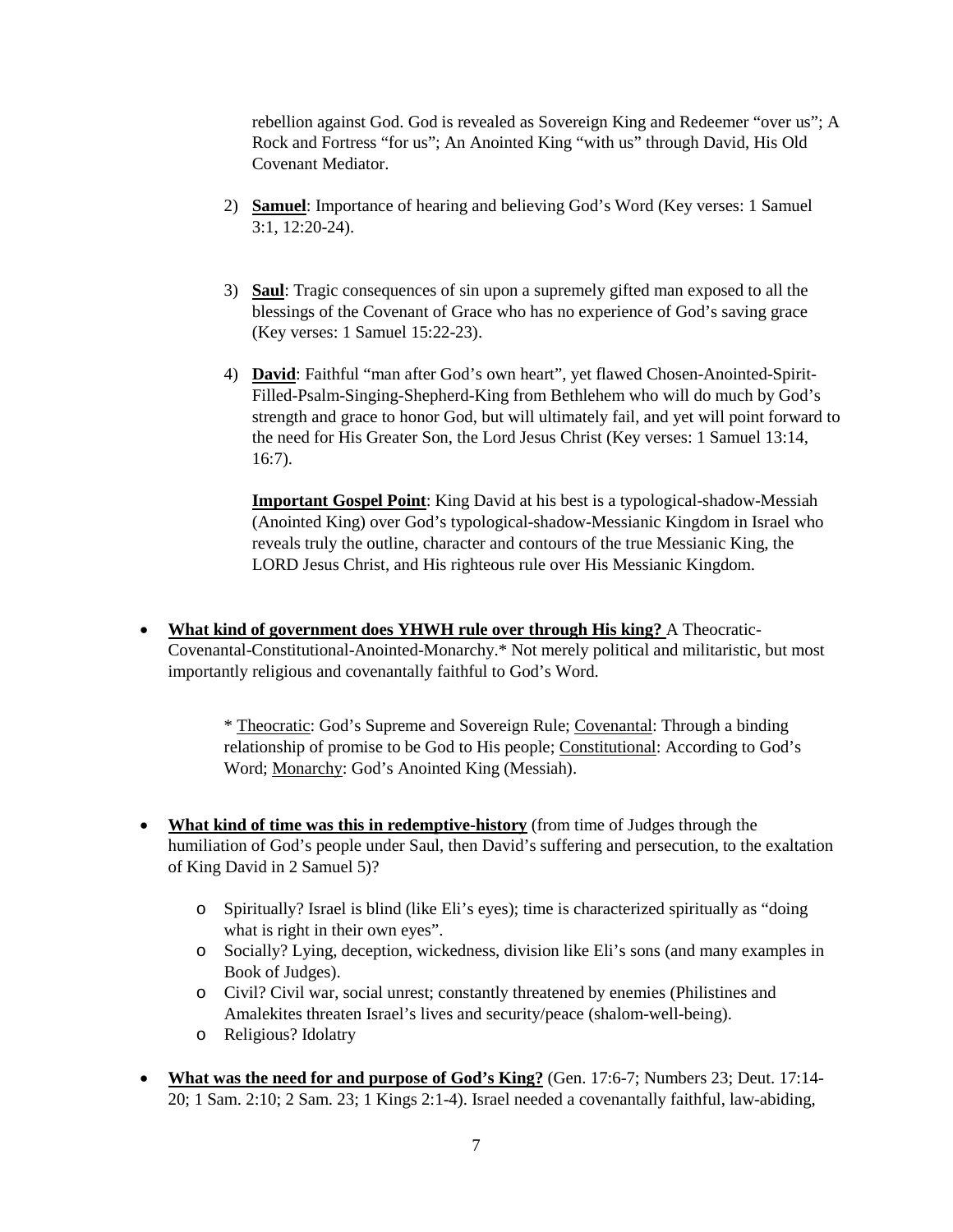rebellion against God. God is revealed as Sovereign King and Redeemer "over us"; A Rock and Fortress "for us"; An Anointed King "with us" through David, His Old Covenant Mediator.

2) **Samuel**: Importance of hearing and believing God's Word (Key verses: 1 Samuel 3:1, 12:20-24).

3) **Saul**: Tragic consequences of sin upon a supremely gifted man exposed to all the blessings of the Covenant of Grace who has no experience of God's saving grace (Key verses: 1 Samuel 15:22-23).

4) **David**: Faithful "man after God's own heart", yet flawed Chosen-Anointed-Spirit-Filled-Psalm-Singing-Shepherd-King from Bethlehem who will do much by God's strength and grace to honor God, but will ultimately fail, and yet will point forward to the need for His Greater Son, the Lord Jesus Christ (Key verses: 1 Samuel 13:14, 16:7).

   **Important Gospel Point**: King David at his best is a typological-shadow-Messiah (Anointed King) over God's typological-shadow-Messianic Kingdom in Israel who reveals truly the outline, character and contours of the true Messianic King, the LORD Jesus Christ, and His righteous rule over His Messianic Kingdom.

- **What kind of government does YHWH rule over through His king?** A Theocratic-Covenantal-Constitutional-Anointed-Monarchy.* Not merely political and militaristic, but most importantly religious and covenantally faithful to God's Word.

  * Theocratic: God's Supreme and Sovereign Rule; Covenantal: Through a binding relationship of promise to be God to His people; Constitutional: According to God's Word; Monarchy: God's Anointed King (Messiah).

- **What kind of time was this in redemptive-history** (from time of Judges through the humiliation of God's people under Saul, then David's suffering and persecution, to the exaltation of King David in 2 Samuel 5)?
  - Spiritually? Israel is blind (like Eli's eyes); time is characterized spiritually as "doing what is right in their own eyes".
  - Socially? Lying, deception, wickedness, division like Eli's sons (and many examples in Book of Judges).
  - Civil? Civil war, social unrest; constantly threatened by enemies (Philistines and Amalekites threaten Israel's lives and security/peace (shalom-well-being).
  - Religious? Idolatry

- **What was the need for and purpose of God's King?** (Gen. 17:6-7; Numbers 23; Deut. 17:14-20; 1 Sam. 2:10; 2 Sam. 23; 1 Kings 2:1-4). Israel needed a covenantally faithful, law-abiding,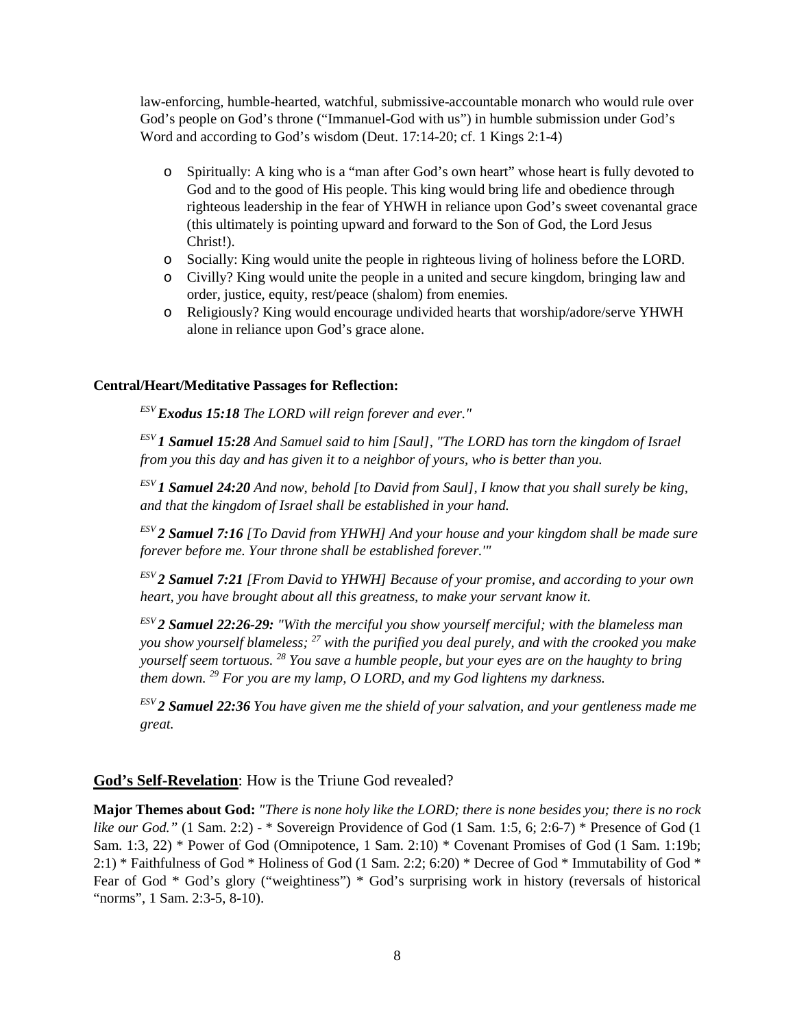law-enforcing, humble-hearted, watchful, submissive-accountable monarch who would rule over God's people on God's throne ("Immanuel-God with us") in humble submission under God's Word and according to God's wisdom (Deut. 17:14-20; cf. 1 Kings 2:1-4)

- Spiritually: A king who is a "man after God's own heart" whose heart is fully devoted to God and to the good of His people. This king would bring life and obedience through righteous leadership in the fear of YHWH in reliance upon God's sweet covenantal grace (this ultimately is pointing upward and forward to the Son of God, the Lord Jesus Christ!).
- Socially: King would unite the people in righteous living of holiness before the LORD.
- Civilly? King would unite the people in a united and secure kingdom, bringing law and order, justice, equity, rest/peace (shalom) from enemies.
- Religiously? King would encourage undivided hearts that worship/adore/serve YHWH alone in reliance upon God's grace alone.

**Central/Heart/Meditative Passages for Reflection:**

*ESV **Exodus 15:18** The LORD will reign forever and ever."*

*ESV **1 Samuel 15:28** And Samuel said to him [Saul], "The LORD has torn the kingdom of Israel from you this day and has given it to a neighbor of yours, who is better than you.*

*ESV **1 Samuel 24:20** And now, behold [to David from Saul], I know that you shall surely be king, and that the kingdom of Israel shall be established in your hand.*

*ESV **2 Samuel 7:16** [To David from YHWH] And your house and your kingdom shall be made sure forever before me. Your throne shall be established forever.'"*

*ESV **2 Samuel 7:21** [From David to YHWH] Because of your promise, and according to your own heart, you have brought about all this greatness, to make your servant know it.*

*ESV **2 Samuel 22:26-29:** "With the merciful you show yourself merciful; with the blameless man you show yourself blameless; 27 with the purified you deal purely, and with the crooked you make yourself seem tortuous. 28 You save a humble people, but your eyes are on the haughty to bring them down. 29 For you are my lamp, O LORD, and my God lightens my darkness.*

*ESV **2 Samuel 22:36** You have given me the shield of your salvation, and your gentleness made me great.*

## <u>God's Self-Revelation</u>: How is the Triune God revealed?

**Major Themes about God:** *"There is none holy like the LORD; there is none besides you; there is no rock like our God."* (1 Sam. 2:2) - * Sovereign Providence of God (1 Sam. 1:5, 6; 2:6-7) * Presence of God (1 Sam. 1:3, 22) * Power of God (Omnipotence, 1 Sam. 2:10) * Covenant Promises of God (1 Sam. 1:19b; 2:1) * Faithfulness of God * Holiness of God (1 Sam. 2:2; 6:20) * Decree of God * Immutability of God * Fear of God * God's glory ("weightiness") * God's surprising work in history (reversals of historical "norms", 1 Sam. 2:3-5, 8-10).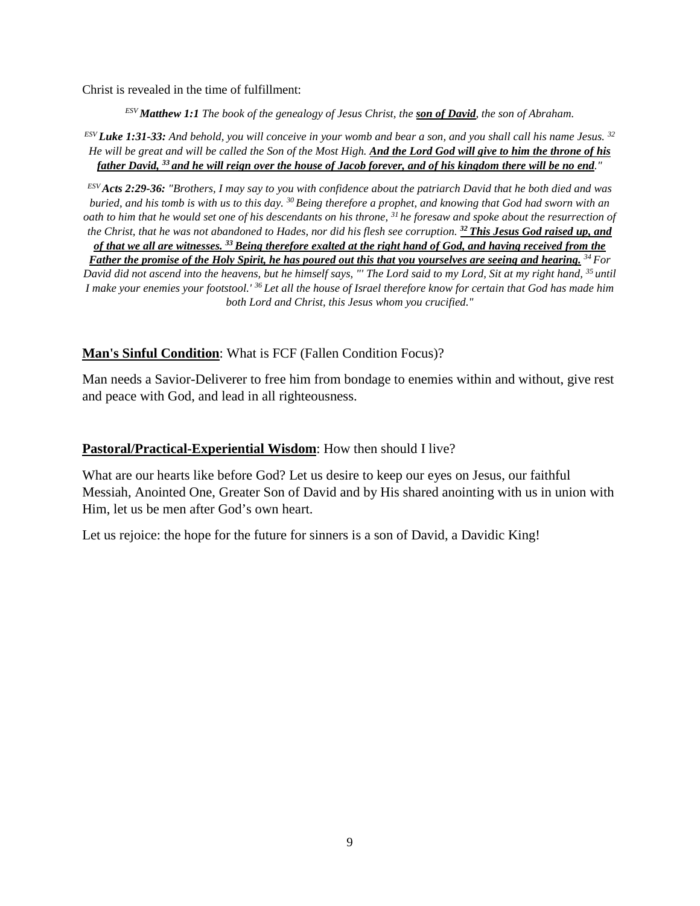Christ is revealed in the time of fulfillment:

*[ESV] **Matthew 1:1** The book of the genealogy of Jesus Christ, the <u>**son of David**</u>, the son of Abraham.*

*[ESV] **Luke 1:31-33:** And behold, you will conceive in your womb and bear a son, and you shall call his name Jesus. [32] He will be great and will be called the Son of the Most High. <u>**And the Lord God will give to him the throne of his father David, [33] and he will reign over the house of Jacob forever, and of his kingdom there will be no end**</u>."*

*[ESV] **Acts 2:29-36:** "Brothers, I may say to you with confidence about the patriarch David that he both died and was buried, and his tomb is with us to this day. [30] Being therefore a prophet, and knowing that God had sworn with an oath to him that he would set one of his descendants on his throne, [31] he foresaw and spoke about the resurrection of the Christ, that he was not abandoned to Hades, nor did his flesh see corruption. <u>**[32] This Jesus God raised up, and of that we all are witnesses. [33] Being therefore exalted at the right hand of God, and having received from the Father the promise of the Holy Spirit, he has poured out this that you yourselves are seeing and hearing.**</u> [34] For David did not ascend into the heavens, but he himself says, "' The Lord said to my Lord, Sit at my right hand, [35] until I make your enemies your footstool.' [36] Let all the house of Israel therefore know for certain that God has made him both Lord and Christ, this Jesus whom you crucified."*

<u>**Man's Sinful Condition**</u>: What is FCF (Fallen Condition Focus)?

Man needs a Savior-Deliverer to free him from bondage to enemies within and without, give rest and peace with God, and lead in all righteousness.

<u>**Pastoral/Practical-Experiential Wisdom**</u>: How then should I live?

What are our hearts like before God? Let us desire to keep our eyes on Jesus, our faithful Messiah, Anointed One, Greater Son of David and by His shared anointing with us in union with Him, let us be men after God's own heart.

Let us rejoice: the hope for the future for sinners is a son of David, a Davidic King!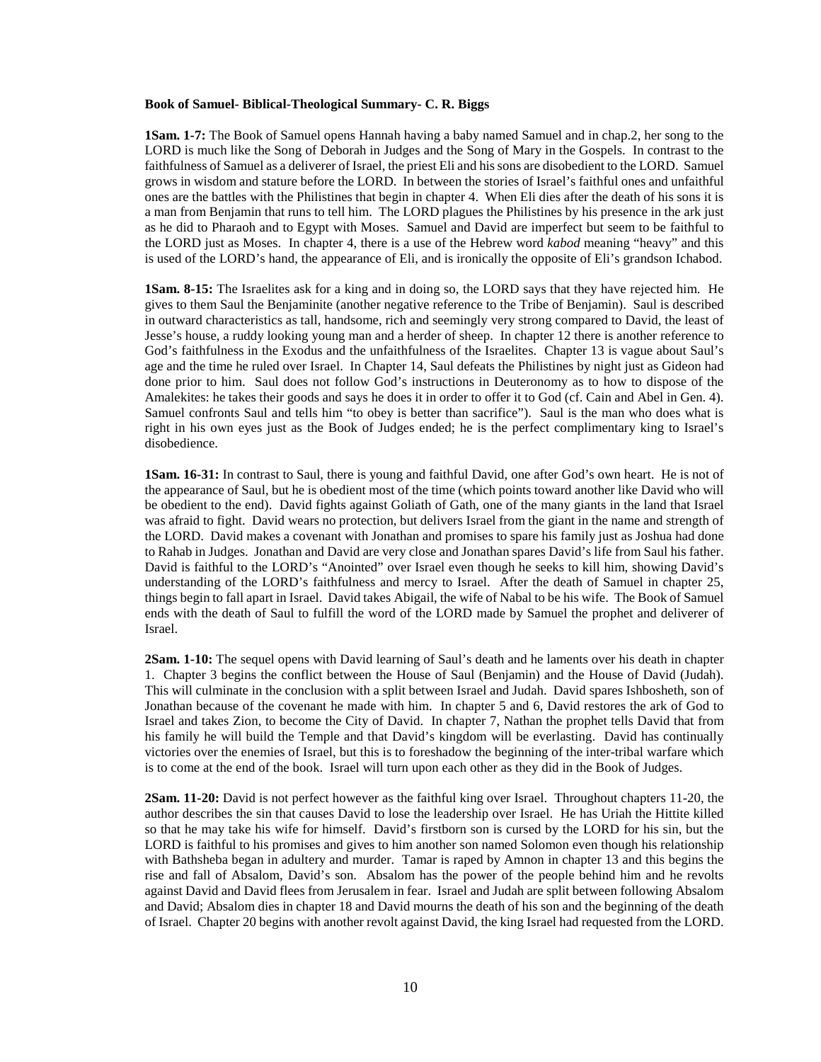**Book of Samuel- Biblical-Theological Summary- C. R. Biggs**

**1Sam. 1-7:** The Book of Samuel opens Hannah having a baby named Samuel and in chap.2, her song to the LORD is much like the Song of Deborah in Judges and the Song of Mary in the Gospels. In contrast to the faithfulness of Samuel as a deliverer of Israel, the priest Eli and his sons are disobedient to the LORD. Samuel grows in wisdom and stature before the LORD. In between the stories of Israel's faithful ones and unfaithful ones are the battles with the Philistines that begin in chapter 4. When Eli dies after the death of his sons it is a man from Benjamin that runs to tell him. The LORD plagues the Philistines by his presence in the ark just as he did to Pharaoh and to Egypt with Moses. Samuel and David are imperfect but seem to be faithful to the LORD just as Moses. In chapter 4, there is a use of the Hebrew word *kabod* meaning "heavy" and this is used of the LORD's hand, the appearance of Eli, and is ironically the opposite of Eli's grandson Ichabod.

**1Sam. 8-15:** The Israelites ask for a king and in doing so, the LORD says that they have rejected him. He gives to them Saul the Benjaminite (another negative reference to the Tribe of Benjamin). Saul is described in outward characteristics as tall, handsome, rich and seemingly very strong compared to David, the least of Jesse's house, a ruddy looking young man and a herder of sheep. In chapter 12 there is another reference to God's faithfulness in the Exodus and the unfaithfulness of the Israelites. Chapter 13 is vague about Saul's age and the time he ruled over Israel. In Chapter 14, Saul defeats the Philistines by night just as Gideon had done prior to him. Saul does not follow God's instructions in Deuteronomy as to how to dispose of the Amalekites: he takes their goods and says he does it in order to offer it to God (cf. Cain and Abel in Gen. 4). Samuel confronts Saul and tells him "to obey is better than sacrifice"). Saul is the man who does what is right in his own eyes just as the Book of Judges ended; he is the perfect complimentary king to Israel's disobedience.

**1Sam. 16-31:** In contrast to Saul, there is young and faithful David, one after God's own heart. He is not of the appearance of Saul, but he is obedient most of the time (which points toward another like David who will be obedient to the end). David fights against Goliath of Gath, one of the many giants in the land that Israel was afraid to fight. David wears no protection, but delivers Israel from the giant in the name and strength of the LORD. David makes a covenant with Jonathan and promises to spare his family just as Joshua had done to Rahab in Judges. Jonathan and David are very close and Jonathan spares David's life from Saul his father. David is faithful to the LORD's "Anointed" over Israel even though he seeks to kill him, showing David's understanding of the LORD's faithfulness and mercy to Israel. After the death of Samuel in chapter 25, things begin to fall apart in Israel. David takes Abigail, the wife of Nabal to be his wife. The Book of Samuel ends with the death of Saul to fulfill the word of the LORD made by Samuel the prophet and deliverer of Israel.

**2Sam. 1-10:** The sequel opens with David learning of Saul's death and he laments over his death in chapter 1. Chapter 3 begins the conflict between the House of Saul (Benjamin) and the House of David (Judah). This will culminate in the conclusion with a split between Israel and Judah. David spares Ishbosheth, son of Jonathan because of the covenant he made with him. In chapter 5 and 6, David restores the ark of God to Israel and takes Zion, to become the City of David. In chapter 7, Nathan the prophet tells David that from his family he will build the Temple and that David's kingdom will be everlasting. David has continually victories over the enemies of Israel, but this is to foreshadow the beginning of the inter-tribal warfare which is to come at the end of the book. Israel will turn upon each other as they did in the Book of Judges.

**2Sam. 11-20:** David is not perfect however as the faithful king over Israel. Throughout chapters 11-20, the author describes the sin that causes David to lose the leadership over Israel. He has Uriah the Hittite killed so that he may take his wife for himself. David's firstborn son is cursed by the LORD for his sin, but the LORD is faithful to his promises and gives to him another son named Solomon even though his relationship with Bathsheba began in adultery and murder. Tamar is raped by Amnon in chapter 13 and this begins the rise and fall of Absalom, David's son. Absalom has the power of the people behind him and he revolts against David and David flees from Jerusalem in fear. Israel and Judah are split between following Absalom and David; Absalom dies in chapter 18 and David mourns the death of his son and the beginning of the death of Israel. Chapter 20 begins with another revolt against David, the king Israel had requested from the LORD.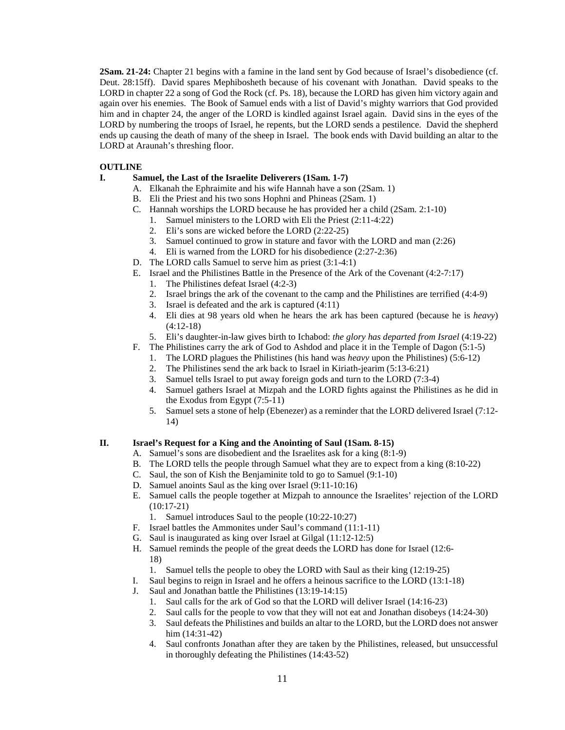**2Sam. 21-24:** Chapter 21 begins with a famine in the land sent by God because of Israel's disobedience (cf. Deut. 28:15ff). David spares Mephibosheth because of his covenant with Jonathan. David speaks to the LORD in chapter 22 a song of God the Rock (cf. Ps. 18), because the LORD has given him victory again and again over his enemies. The Book of Samuel ends with a list of David's mighty warriors that God provided him and in chapter 24, the anger of the LORD is kindled against Israel again. David sins in the eyes of the LORD by numbering the troops of Israel, he repents, but the LORD sends a pestilence. David the shepherd ends up causing the death of many of the sheep in Israel. The book ends with David building an altar to the LORD at Araunah's threshing floor.

**OUTLINE**

**I. Samuel, the Last of the Israelite Deliverers (1Sam. 1-7)**

- A. Elkanah the Ephraimite and his wife Hannah have a son (2Sam. 1)
- B. Eli the Priest and his two sons Hophni and Phineas (2Sam. 1)
- C. Hannah worships the LORD because he has provided her a child (2Sam. 2:1-10)
  1. Samuel ministers to the LORD with Eli the Priest (2:11-4:22)
  2. Eli's sons are wicked before the LORD (2:22-25)
  3. Samuel continued to grow in stature and favor with the LORD and man (2:26)
  4. Eli is warned from the LORD for his disobedience (2:27-2:36)
- D. The LORD calls Samuel to serve him as priest (3:1-4:1)
- E. Israel and the Philistines Battle in the Presence of the Ark of the Covenant (4:2-7:17)
  1. The Philistines defeat Israel (4:2-3)
  2. Israel brings the ark of the covenant to the camp and the Philistines are terrified (4:4-9)
  3. Israel is defeated and the ark is captured (4:11)
  4. Eli dies at 98 years old when he hears the ark has been captured (because he is *heavy*) (4:12-18)
  5. Eli's daughter-in-law gives birth to Ichabod: *the glory has departed from Israel* (4:19-22)
- F. The Philistines carry the ark of God to Ashdod and place it in the Temple of Dagon (5:1-5)
  1. The LORD plagues the Philistines (his hand was *heavy* upon the Philistines) (5:6-12)
  2. The Philistines send the ark back to Israel in Kiriath-jearim (5:13-6:21)
  3. Samuel tells Israel to put away foreign gods and turn to the LORD (7:3-4)
  4. Samuel gathers Israel at Mizpah and the LORD fights against the Philistines as he did in the Exodus from Egypt (7:5-11)
  5. Samuel sets a stone of help (Ebenezer) as a reminder that the LORD delivered Israel (7:12-14)

**II. Israel's Request for a King and the Anointing of Saul (1Sam. 8-15)**

- A. Samuel's sons are disobedient and the Israelites ask for a king (8:1-9)
- B. The LORD tells the people through Samuel what they are to expect from a king (8:10-22)
- C. Saul, the son of Kish the Benjaminite told to go to Samuel (9:1-10)
- D. Samuel anoints Saul as the king over Israel (9:11-10:16)
- E. Samuel calls the people together at Mizpah to announce the Israelites' rejection of the LORD (10:17-21)
  1. Samuel introduces Saul to the people (10:22-10:27)
- F. Israel battles the Ammonites under Saul's command (11:1-11)
- G. Saul is inaugurated as king over Israel at Gilgal (11:12-12:5)
- H. Samuel reminds the people of the great deeds the LORD has done for Israel (12:6-18)
  1. Samuel tells the people to obey the LORD with Saul as their king (12:19-25)
- I. Saul begins to reign in Israel and he offers a heinous sacrifice to the LORD (13:1-18)
- J. Saul and Jonathan battle the Philistines (13:19-14:15)
  1. Saul calls for the ark of God so that the LORD will deliver Israel (14:16-23)
  2. Saul calls for the people to vow that they will not eat and Jonathan disobeys (14:24-30)
  3. Saul defeats the Philistines and builds an altar to the LORD, but the LORD does not answer him (14:31-42)
  4. Saul confronts Jonathan after they are taken by the Philistines, released, but unsuccessful in thoroughly defeating the Philistines (14:43-52)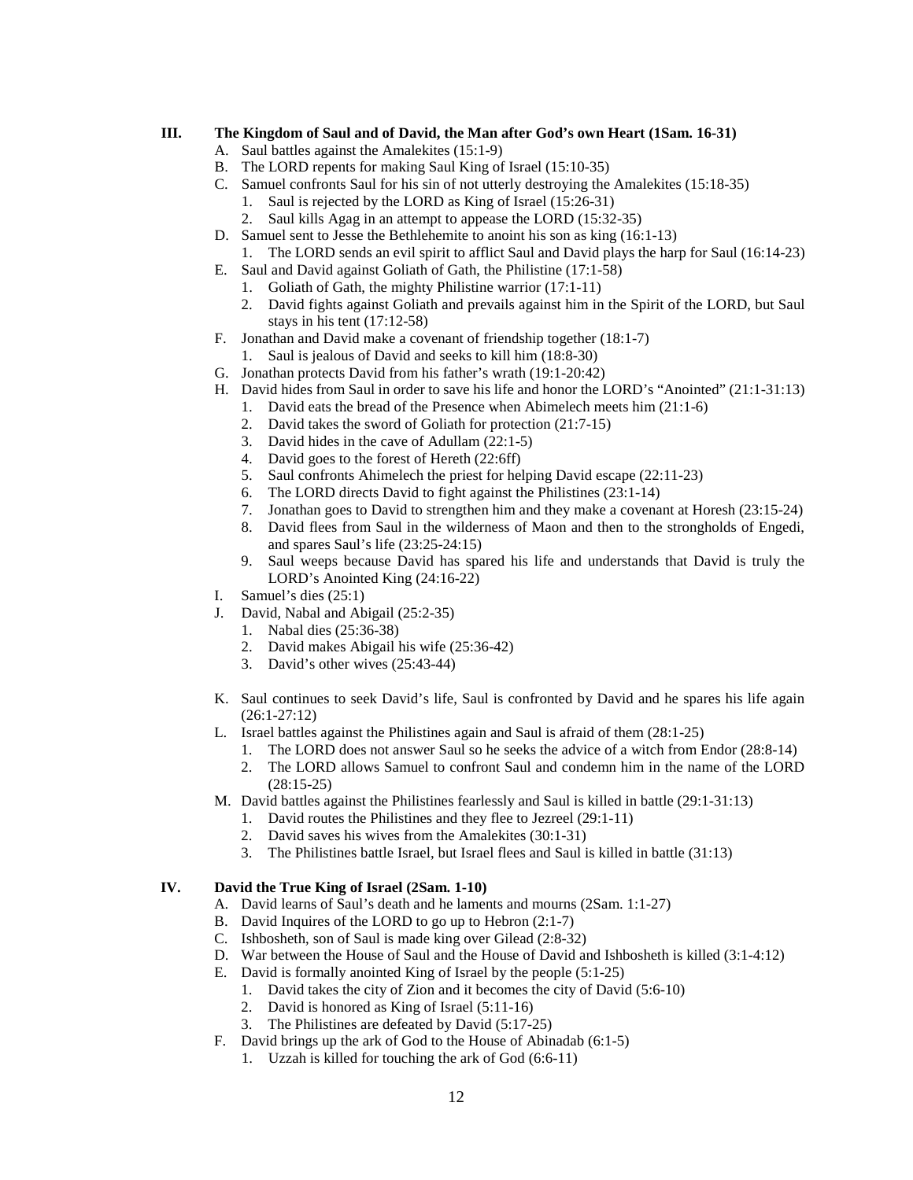### III. The Kingdom of Saul and of David, the Man after God's own Heart (1Sam. 16-31)

A. Saul battles against the Amalekites (15:1-9)
B. The LORD repents for making Saul King of Israel (15:10-35)
C. Samuel confronts Saul for his sin of not utterly destroying the Amalekites (15:18-35)
   1. Saul is rejected by the LORD as King of Israel (15:26-31)
   2. Saul kills Agag in an attempt to appease the LORD (15:32-35)
D. Samuel sent to Jesse the Bethlehemite to anoint his son as king (16:1-13)
   1. The LORD sends an evil spirit to afflict Saul and David plays the harp for Saul (16:14-23)
E. Saul and David against Goliath of Gath, the Philistine (17:1-58)
   1. Goliath of Gath, the mighty Philistine warrior (17:1-11)
   2. David fights against Goliath and prevails against him in the Spirit of the LORD, but Saul stays in his tent (17:12-58)
F. Jonathan and David make a covenant of friendship together (18:1-7)
   1. Saul is jealous of David and seeks to kill him (18:8-30)
G. Jonathan protects David from his father's wrath (19:1-20:42)
H. David hides from Saul in order to save his life and honor the LORD's "Anointed" (21:1-31:13)
   1. David eats the bread of the Presence when Abimelech meets him (21:1-6)
   2. David takes the sword of Goliath for protection (21:7-15)
   3. David hides in the cave of Adullam (22:1-5)
   4. David goes to the forest of Hereth (22:6ff)
   5. Saul confronts Ahimelech the priest for helping David escape (22:11-23)
   6. The LORD directs David to fight against the Philistines (23:1-14)
   7. Jonathan goes to David to strengthen him and they make a covenant at Horesh (23:15-24)
   8. David flees from Saul in the wilderness of Maon and then to the strongholds of Engedi, and spares Saul's life (23:25-24:15)
   9. Saul weeps because David has spared his life and understands that David is truly the LORD's Anointed King (24:16-22)
I. Samuel's dies (25:1)
J. David, Nabal and Abigail (25:2-35)
   1. Nabal dies (25:36-38)
   2. David makes Abigail his wife (25:36-42)
   3. David's other wives (25:43-44)

K. Saul continues to seek David's life, Saul is confronted by David and he spares his life again (26:1-27:12)
L. Israel battles against the Philistines again and Saul is afraid of them (28:1-25)
   1. The LORD does not answer Saul so he seeks the advice of a witch from Endor (28:8-14)
   2. The LORD allows Samuel to confront Saul and condemn him in the name of the LORD (28:15-25)
M. David battles against the Philistines fearlessly and Saul is killed in battle (29:1-31:13)
   1. David routes the Philistines and they flee to Jezreel (29:1-11)
   2. David saves his wives from the Amalekites (30:1-31)
   3. The Philistines battle Israel, but Israel flees and Saul is killed in battle (31:13)

### IV. David the True King of Israel (2Sam. 1-10)

A. David learns of Saul's death and he laments and mourns (2Sam. 1:1-27)
B. David Inquires of the LORD to go up to Hebron (2:1-7)
C. Ishbosheth, son of Saul is made king over Gilead (2:8-32)
D. War between the House of Saul and the House of David and Ishbosheth is killed (3:1-4:12)
E. David is formally anointed King of Israel by the people (5:1-25)
   1. David takes the city of Zion and it becomes the city of David (5:6-10)
   2. David is honored as King of Israel (5:11-16)
   3. The Philistines are defeated by David (5:17-25)
F. David brings up the ark of God to the House of Abinadab (6:1-5)
   1. Uzzah is killed for touching the ark of God (6:6-11)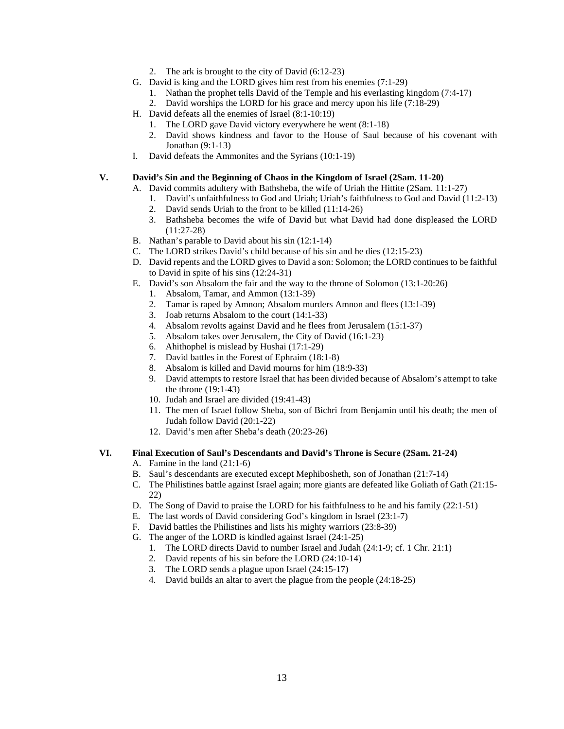2. The ark is brought to the city of David (6:12-23)

G. David is king and the LORD gives him rest from his enemies (7:1-29)
   1. Nathan the prophet tells David of the Temple and his everlasting kingdom (7:4-17)
   2. David worships the LORD for his grace and mercy upon his life (7:18-29)

H. David defeats all the enemies of Israel (8:1-10:19)
   1. The LORD gave David victory everywhere he went (8:1-18)
   2. David shows kindness and favor to the House of Saul because of his covenant with Jonathan (9:1-13)

I. David defeats the Ammonites and the Syrians (10:1-19)

**V. David's Sin and the Beginning of Chaos in the Kingdom of Israel (2Sam. 11-20)**

A. David commits adultery with Bathsheba, the wife of Uriah the Hittite (2Sam. 11:1-27)
   1. David's unfaithfulness to God and Uriah; Uriah's faithfulness to God and David (11:2-13)
   2. David sends Uriah to the front to be killed (11:14-26)
   3. Bathsheba becomes the wife of David but what David had done displeased the LORD (11:27-28)

B. Nathan's parable to David about his sin (12:1-14)

C. The LORD strikes David's child because of his sin and he dies (12:15-23)

D. David repents and the LORD gives to David a son: Solomon; the LORD continues to be faithful to David in spite of his sins (12:24-31)

E. David's son Absalom the fair and the way to the throne of Solomon (13:1-20:26)
   1. Absalom, Tamar, and Ammon (13:1-39)
   2. Tamar is raped by Amnon; Absalom murders Amnon and flees (13:1-39)
   3. Joab returns Absalom to the court (14:1-33)
   4. Absalom revolts against David and he flees from Jerusalem (15:1-37)
   5. Absalom takes over Jerusalem, the City of David (16:1-23)
   6. Ahithophel is mislead by Hushai (17:1-29)
   7. David battles in the Forest of Ephraim (18:1-8)
   8. Absalom is killed and David mourns for him (18:9-33)
   9. David attempts to restore Israel that has been divided because of Absalom's attempt to take the throne (19:1-43)
   10. Judah and Israel are divided (19:41-43)
   11. The men of Israel follow Sheba, son of Bichri from Benjamin until his death; the men of Judah follow David (20:1-22)
   12. David's men after Sheba's death (20:23-26)

**VI. Final Execution of Saul's Descendants and David's Throne is Secure (2Sam. 21-24)**

A. Famine in the land (21:1-6)

B. Saul's descendants are executed except Mephibosheth, son of Jonathan (21:7-14)

C. The Philistines battle against Israel again; more giants are defeated like Goliath of Gath (21:15-22)

D. The Song of David to praise the LORD for his faithfulness to he and his family (22:1-51)

E. The last words of David considering God's kingdom in Israel (23:1-7)

F. David battles the Philistines and lists his mighty warriors (23:8-39)

G. The anger of the LORD is kindled against Israel (24:1-25)
   1. The LORD directs David to number Israel and Judah (24:1-9; cf. 1 Chr. 21:1)
   2. David repents of his sin before the LORD (24:10-14)
   3. The LORD sends a plague upon Israel (24:15-17)
   4. David builds an altar to avert the plague from the people (24:18-25)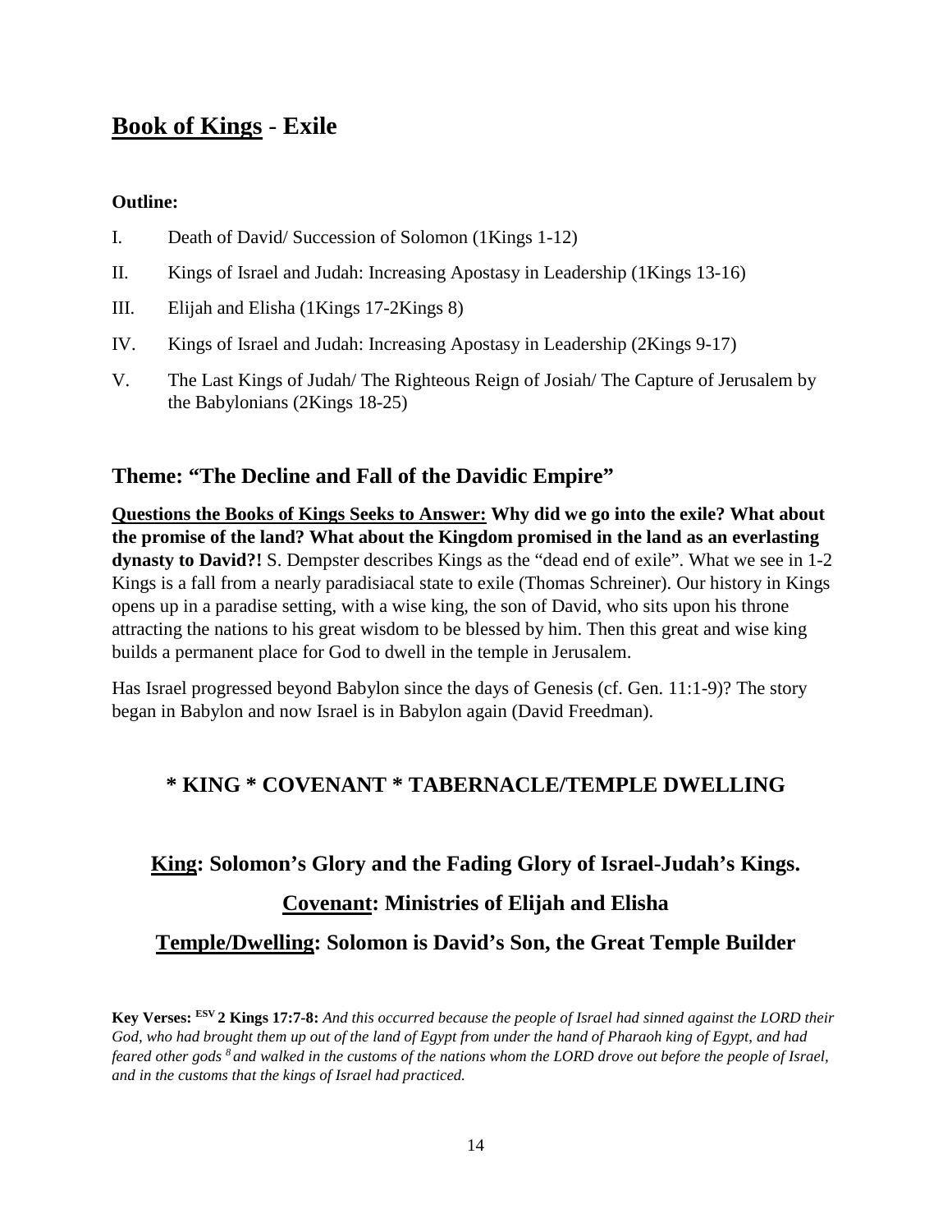# <u>Book of Kings</u> - Exile

**Outline:**

I. Death of David/ Succession of Solomon (1Kings 1-12)

II. Kings of Israel and Judah: Increasing Apostasy in Leadership (1Kings 13-16)

III. Elijah and Elisha (1Kings 17-2Kings 8)

IV. Kings of Israel and Judah: Increasing Apostasy in Leadership (2Kings 9-17)

V. The Last Kings of Judah/ The Righteous Reign of Josiah/ The Capture of Jerusalem by the Babylonians (2Kings 18-25)

## Theme: "The Decline and Fall of the Davidic Empire"

**<u>Questions the Books of Kings Seeks to Answer:</u> Why did we go into the exile? What about the promise of the land? What about the Kingdom promised in the land as an everlasting dynasty to David?!** S. Dempster describes Kings as the "dead end of exile". What we see in 1-2 Kings is a fall from a nearly paradisiacal state to exile (Thomas Schreiner). Our history in Kings opens up in a paradise setting, with a wise king, the son of David, who sits upon his throne attracting the nations to his great wisdom to be blessed by him. Then this great and wise king builds a permanent place for God to dwell in the temple in Jerusalem.

Has Israel progressed beyond Babylon since the days of Genesis (cf. Gen. 11:1-9)? The story began in Babylon and now Israel is in Babylon again (David Freedman).

## * KING * COVENANT * TABERNACLE/TEMPLE DWELLING

### <u>King</u>: Solomon's Glory and the Fading Glory of Israel-Judah's Kings.

### <u>Covenant</u>: Ministries of Elijah and Elisha

### <u>Temple/Dwelling</u>: Solomon is David's Son, the Great Temple Builder

**Key Verses: [ESV] 2 Kings 17:7-8:** *And this occurred because the people of Israel had sinned against the LORD their God, who had brought them up out of the land of Egypt from under the hand of Pharaoh king of Egypt, and had feared other gods [8] and walked in the customs of the nations whom the LORD drove out before the people of Israel, and in the customs that the kings of Israel had practiced.*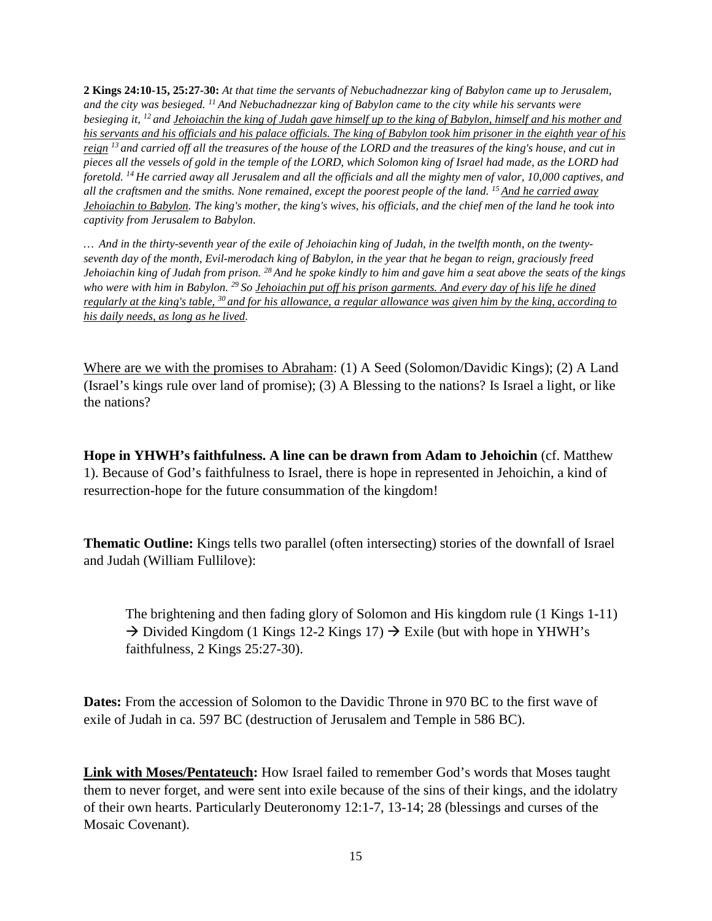**2 Kings 24:10-15, 25:27-30:** *At that time the servants of Nebuchadnezzar king of Babylon came up to Jerusalem, and the city was besieged.* [11] *And Nebuchadnezzar king of Babylon came to the city while his servants were besieging it,* [12] *and <u>Jehoiachin the king of Judah gave himself up to the king of Babylon, himself and his mother and his servants and his officials and his palace officials. The king of Babylon took him prisoner in the eighth year of his reign</u>* [13] *and carried off all the treasures of the house of the LORD and the treasures of the king's house, and cut in pieces all the vessels of gold in the temple of the LORD, which Solomon king of Israel had made, as the LORD had foretold.* [14] *He carried away all Jerusalem and all the officials and all the mighty men of valor, 10,000 captives, and all the craftsmen and the smiths. None remained, except the poorest people of the land.* [15] *<u>And he carried away Jehoiachin to Babylon</u>. The king's mother, the king's wives, his officials, and the chief men of the land he took into captivity from Jerusalem to Babylon.*

*… And in the thirty-seventh year of the exile of Jehoiachin king of Judah, in the twelfth month, on the twenty-seventh day of the month, Evil-merodach king of Babylon, in the year that he began to reign, graciously freed Jehoiachin king of Judah from prison.* [28] *And he spoke kindly to him and gave him a seat above the seats of the kings who were with him in Babylon.* [29] *So <u>Jehoiachin put off his prison garments. And every day of his life he dined regularly at the king's table,</u>* [30] *<u>and for his allowance, a regular allowance was given him by the king, according to his daily needs, as long as he lived</u>.*

<u>Where are we with the promises to Abraham</u>: (1) A Seed (Solomon/Davidic Kings); (2) A Land (Israel's kings rule over land of promise); (3) A Blessing to the nations? Is Israel a light, or like the nations?

**Hope in YHWH's faithfulness. A line can be drawn from Adam to Jehoichin** (cf. Matthew 1). Because of God's faithfulness to Israel, there is hope in represented in Jehoichin, a kind of resurrection-hope for the future consummation of the kingdom!

**Thematic Outline:** Kings tells two parallel (often intersecting) stories of the downfall of Israel and Judah (William Fullilove):

> The brightening and then fading glory of Solomon and His kingdom rule (1 Kings 1-11) → Divided Kingdom (1 Kings 12-2 Kings 17) → Exile (but with hope in YHWH's faithfulness, 2 Kings 25:27-30).

**Dates:** From the accession of Solomon to the Davidic Throne in 970 BC to the first wave of exile of Judah in ca. 597 BC (destruction of Jerusalem and Temple in 586 BC).

**<u>Link with Moses/Pentateuch</u>:** How Israel failed to remember God's words that Moses taught them to never forget, and were sent into exile because of the sins of their kings, and the idolatry of their own hearts. Particularly Deuteronomy 12:1-7, 13-14; 28 (blessings and curses of the Mosaic Covenant).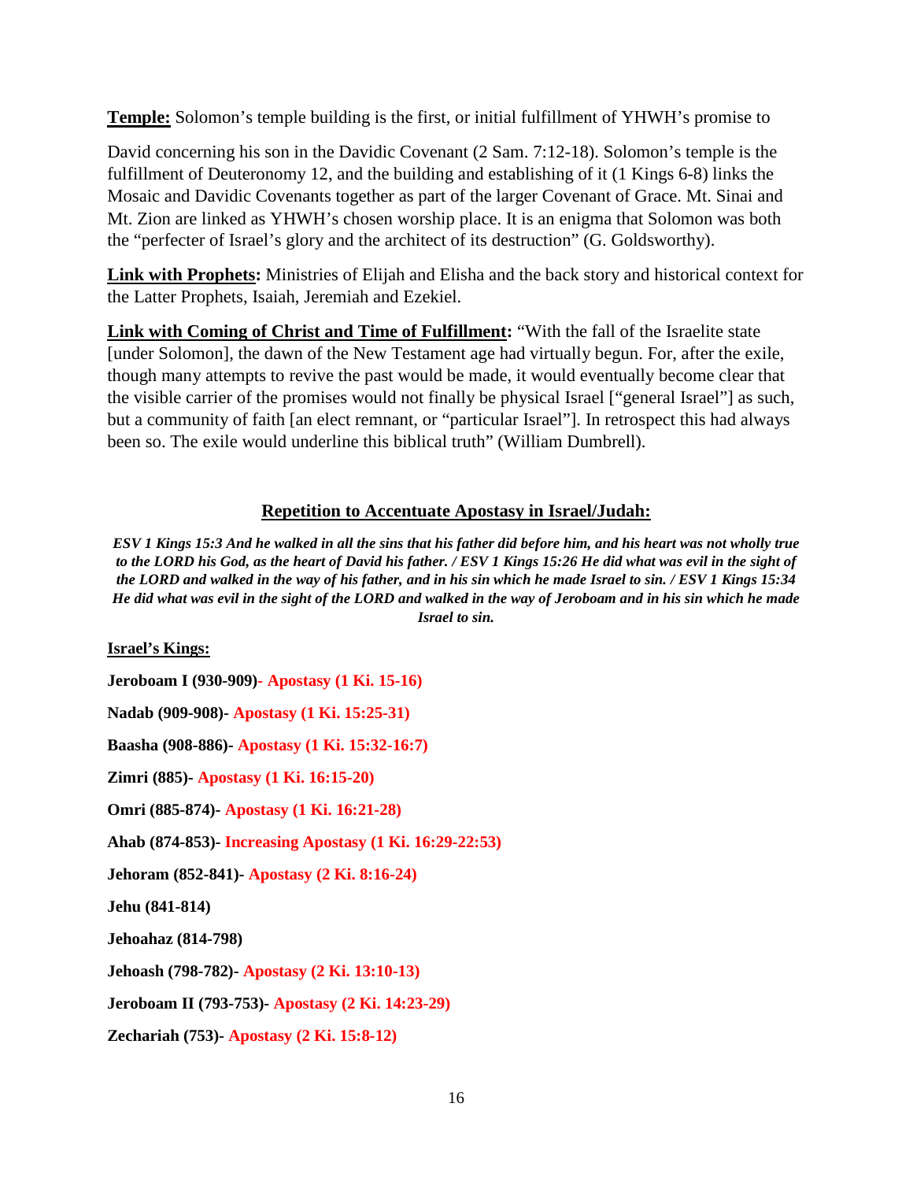**Temple:** Solomon's temple building is the first, or initial fulfillment of YHWH's promise to

David concerning his son in the Davidic Covenant (2 Sam. 7:12-18). Solomon's temple is the fulfillment of Deuteronomy 12, and the building and establishing of it (1 Kings 6-8) links the Mosaic and Davidic Covenants together as part of the larger Covenant of Grace. Mt. Sinai and Mt. Zion are linked as YHWH's chosen worship place. It is an enigma that Solomon was both the "perfecter of Israel's glory and the architect of its destruction" (G. Goldsworthy).

**Link with Prophets:** Ministries of Elijah and Elisha and the back story and historical context for the Latter Prophets, Isaiah, Jeremiah and Ezekiel.

**Link with Coming of Christ and Time of Fulfillment:** "With the fall of the Israelite state [under Solomon], the dawn of the New Testament age had virtually begun. For, after the exile, though many attempts to revive the past would be made, it would eventually become clear that the visible carrier of the promises would not finally be physical Israel ["general Israel"] as such, but a community of faith [an elect remnant, or "particular Israel"]. In retrospect this had always been so. The exile would underline this biblical truth" (William Dumbrell).

## Repetition to Accentuate Apostasy in Israel/Judah:

***ESV 1 Kings 15:3 And he walked in all the sins that his father did before him, and his heart was not wholly true to the LORD his God, as the heart of David his father. / ESV 1 Kings 15:26 He did what was evil in the sight of the LORD and walked in the way of his father, and in his sin which he made Israel to sin. / ESV 1 Kings 15:34 He did what was evil in the sight of the LORD and walked in the way of Jeroboam and in his sin which he made Israel to sin.***

**Israel's Kings:**

**Jeroboam I (930-909)- Apostasy (1 Ki. 15-16)**

**Nadab (909-908)- Apostasy (1 Ki. 15:25-31)**

**Baasha (908-886)- Apostasy (1 Ki. 15:32-16:7)**

**Zimri (885)- Apostasy (1 Ki. 16:15-20)**

**Omri (885-874)- Apostasy (1 Ki. 16:21-28)**

**Ahab (874-853)- Increasing Apostasy (1 Ki. 16:29-22:53)**

**Jehoram (852-841)- Apostasy (2 Ki. 8:16-24)**

**Jehu (841-814)**

**Jehoahaz (814-798)**

**Jehoash (798-782)- Apostasy (2 Ki. 13:10-13)**

**Jeroboam II (793-753)- Apostasy (2 Ki. 14:23-29)**

**Zechariah (753)- Apostasy (2 Ki. 15:8-12)**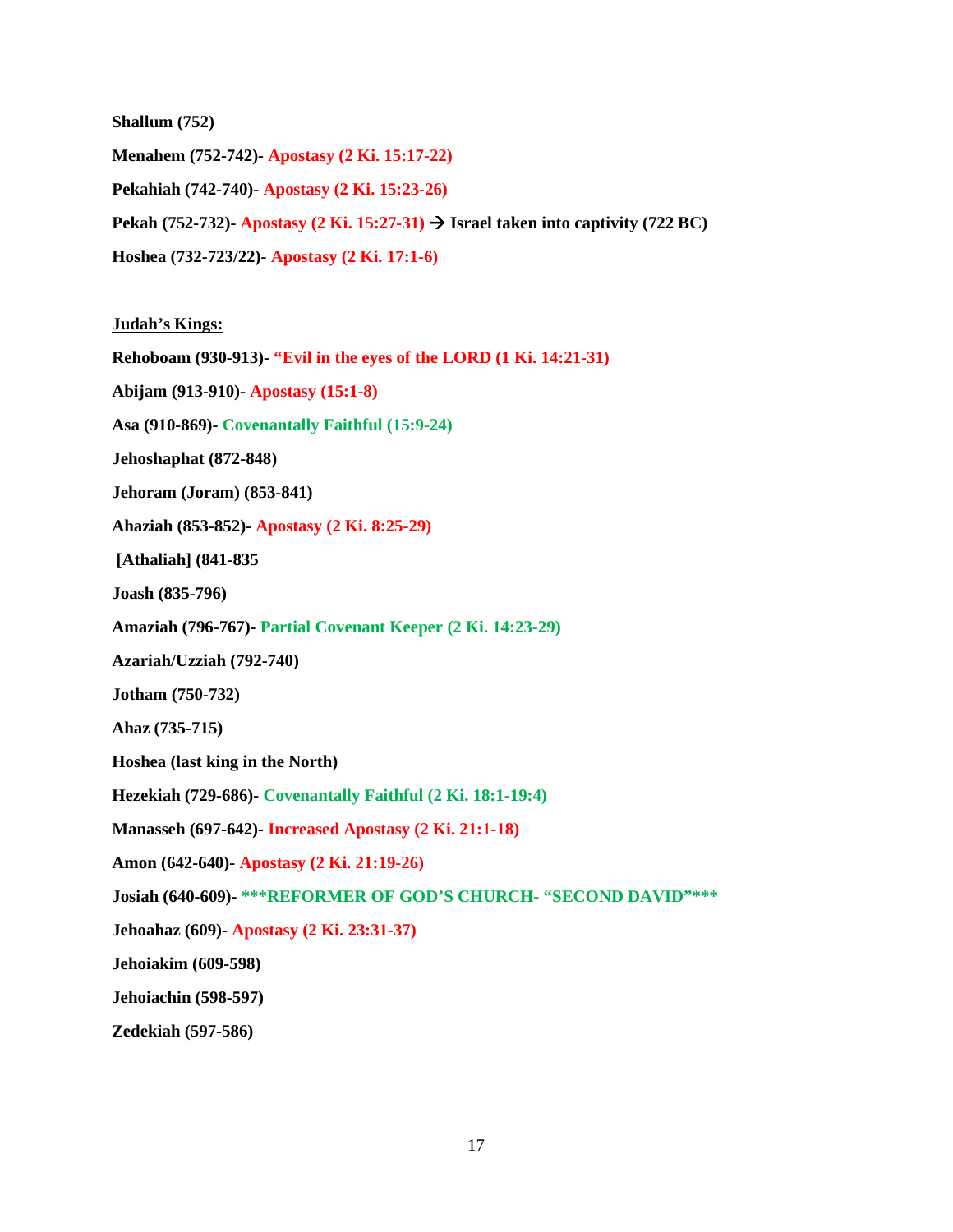**Shallum (752)**

**Menahem (752-742)- Apostasy (2 Ki. 15:17-22)**

**Pekahiah (742-740)- Apostasy (2 Ki. 15:23-26)**

**Pekah (752-732)- Apostasy (2 Ki. 15:27-31) → Israel taken into captivity (722 BC)**

**Hoshea (732-723/22)- Apostasy (2 Ki. 17:1-6)**

**Judah's Kings:**

**Rehoboam (930-913)- "Evil in the eyes of the LORD (1 Ki. 14:21-31)**

**Abijam (913-910)- Apostasy (15:1-8)**

**Asa (910-869)- Covenantally Faithful (15:9-24)**

**Jehoshaphat (872-848)**

**Jehoram (Joram) (853-841)**

**Ahaziah (853-852)- Apostasy (2 Ki. 8:25-29)**

**[Athaliah] (841-835**

**Joash (835-796)**

**Amaziah (796-767)- Partial Covenant Keeper (2 Ki. 14:23-29)**

**Azariah/Uzziah (792-740)**

**Jotham (750-732)**

**Ahaz (735-715)**

**Hoshea (last king in the North)**

**Hezekiah (729-686)- Covenantally Faithful (2 Ki. 18:1-19:4)**

**Manasseh (697-642)- Increased Apostasy (2 Ki. 21:1-18)**

**Amon (642-640)- Apostasy (2 Ki. 21:19-26)**

**Josiah (640-609)- \*\*\*REFORMER OF GOD'S CHURCH- "SECOND DAVID"\*\*\***

**Jehoahaz (609)- Apostasy (2 Ki. 23:31-37)**

**Jehoiakim (609-598)**

**Jehoiachin (598-597)**

**Zedekiah (597-586)**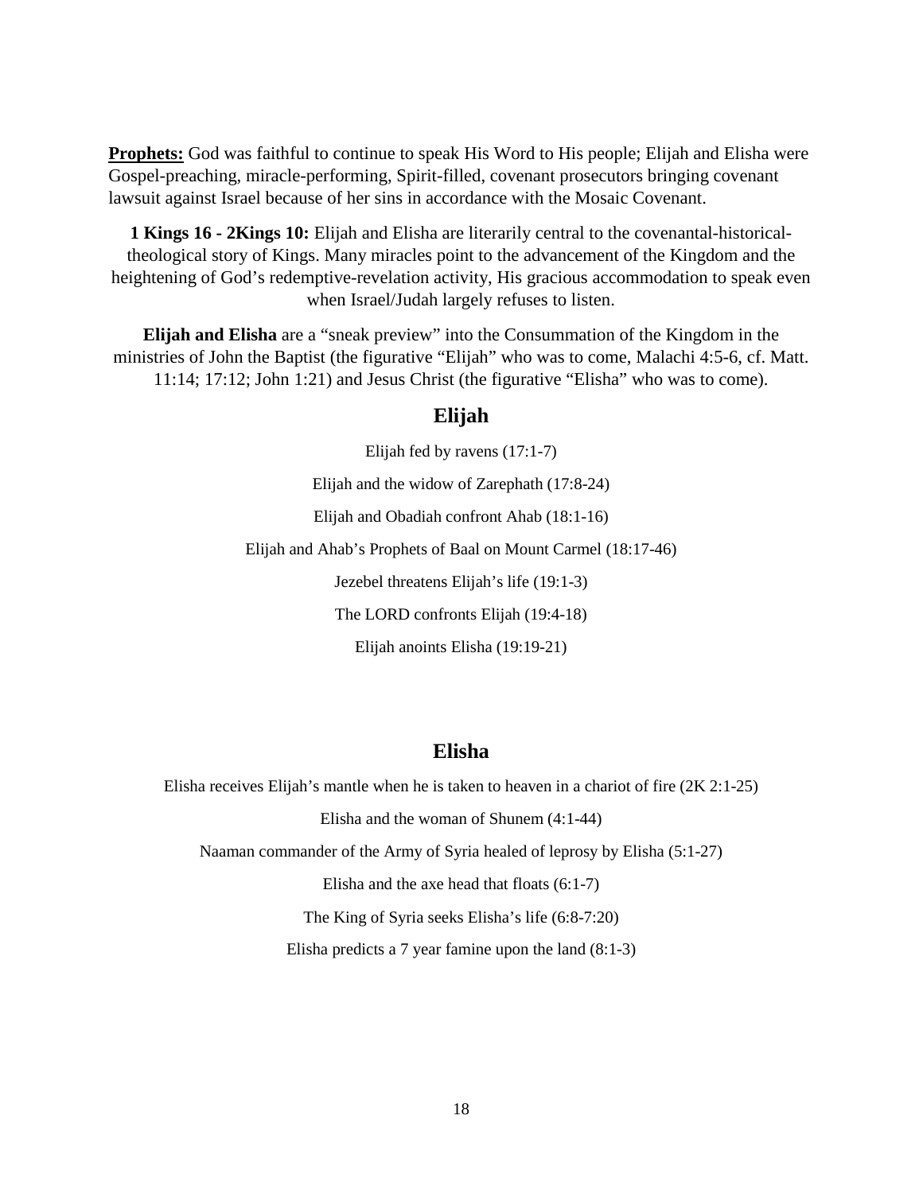**<u>Prophets:</u>** God was faithful to continue to speak His Word to His people; Elijah and Elisha were Gospel-preaching, miracle-performing, Spirit-filled, covenant prosecutors bringing covenant lawsuit against Israel because of her sins in accordance with the Mosaic Covenant.

**1 Kings 16 - 2Kings 10:** Elijah and Elisha are literarily central to the covenantal-historical-theological story of Kings. Many miracles point to the advancement of the Kingdom and the heightening of God's redemptive-revelation activity, His gracious accommodation to speak even when Israel/Judah largely refuses to listen.

**Elijah and Elisha** are a "sneak preview" into the Consummation of the Kingdom in the ministries of John the Baptist (the figurative "Elijah" who was to come, Malachi 4:5-6, cf. Matt. 11:14; 17:12; John 1:21) and Jesus Christ (the figurative "Elisha" who was to come).

## Elijah

Elijah fed by ravens (17:1-7)

Elijah and the widow of Zarephath (17:8-24)

Elijah and Obadiah confront Ahab (18:1-16)

Elijah and Ahab's Prophets of Baal on Mount Carmel (18:17-46)

Jezebel threatens Elijah's life (19:1-3)

The LORD confronts Elijah (19:4-18)

Elijah anoints Elisha (19:19-21)

## Elisha

Elisha receives Elijah's mantle when he is taken to heaven in a chariot of fire (2K 2:1-25)

Elisha and the woman of Shunem (4:1-44)

Naaman commander of the Army of Syria healed of leprosy by Elisha (5:1-27)

Elisha and the axe head that floats (6:1-7)

The King of Syria seeks Elisha's life (6:8-7:20)

Elisha predicts a 7 year famine upon the land (8:1-3)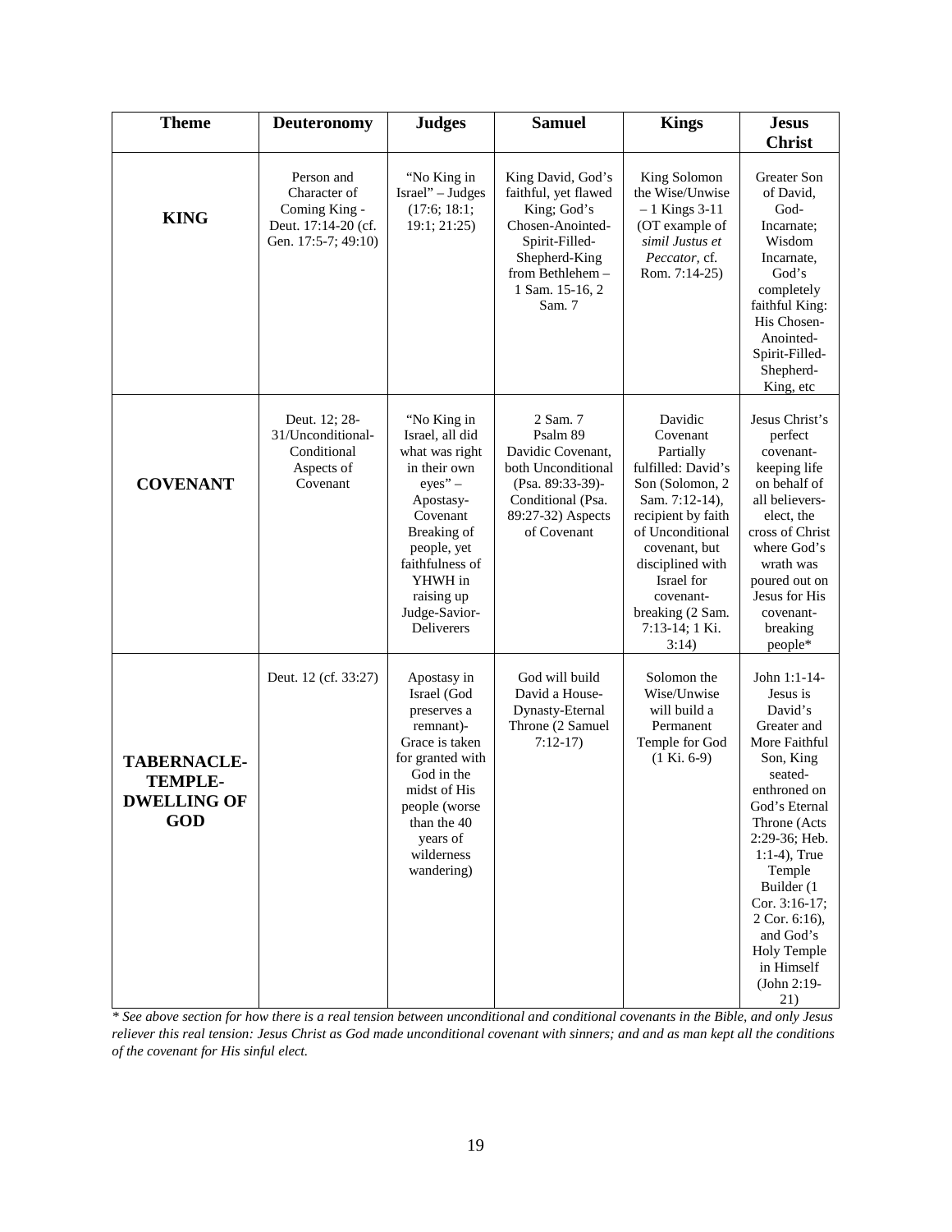| Theme | Deuteronomy | Judges | Samuel | Kings | Jesus Christ |
|---|---|---|---|---|---|
| **KING** | Person and Character of Coming King - Deut. 17:14-20 (cf. Gen. 17:5-7; 49:10) | "No King in Israel" – Judges (17:6; 18:1; 19:1; 21:25) | King David, God's faithful, yet flawed King; God's Chosen-Anointed-Spirit-Filled-Shepherd-King from Bethlehem – 1 Sam. 15-16, 2 Sam. 7 | King Solomon the Wise/Unwise – 1 Kings 3-11 (OT example of *simil Justus et Peccator*, cf. Rom. 7:14-25) | Greater Son of David, God-Incarnate; Wisdom Incarnate, God's completely faithful King: His Chosen-Anointed-Spirit-Filled-Shepherd-King, etc |
| **COVENANT** | Deut. 12; 28-31/Unconditional-Conditional Aspects of Covenant | "No King in Israel, all did what was right in their own eyes" – Apostasy-Covenant Breaking of people, yet faithfulness of YHWH in raising up Judge-Savior-Deliverers | 2 Sam. 7 Psalm 89 Davidic Covenant, both Unconditional (Psa. 89:33-39)-Conditional (Psa. 89:27-32) Aspects of Covenant | Davidic Covenant Partially fulfilled: David's Son (Solomon, 2 Sam. 7:12-14), recipient by faith of Unconditional covenant, but disciplined with Israel for covenant-breaking (2 Sam. 7:13-14; 1 Ki. 3:14) | Jesus Christ's perfect covenant-keeping life on behalf of all believers-elect, the cross of Christ where God's wrath was poured out on Jesus for His covenant-breaking people* |
| **TABERNACLE-TEMPLE-DWELLING OF GOD** | Deut. 12 (cf. 33:27) | Apostasy in Israel (God preserves a remnant)-Grace is taken for granted with God in the midst of His people (worse than the 40 years of wilderness wandering) | God will build David a House-Dynasty-Eternal Throne (2 Samuel 7:12-17) | Solomon the Wise/Unwise will build a Permanent Temple for God (1 Ki. 6-9) | John 1:1-14-Jesus is David's Greater and More Faithful Son, King seated-enthroned on God's Eternal Throne (Acts 2:29-36; Heb. 1:1-4), True Temple Builder (1 Cor. 3:16-17; 2 Cor. 6:16), and God's Holy Temple in Himself (John 2:19-21) |

*\* See above section for how there is a real tension between unconditional and conditional covenants in the Bible, and only Jesus reliever this real tension: Jesus Christ as God made unconditional covenant with sinners; and and as man kept all the conditions of the covenant for His sinful elect.*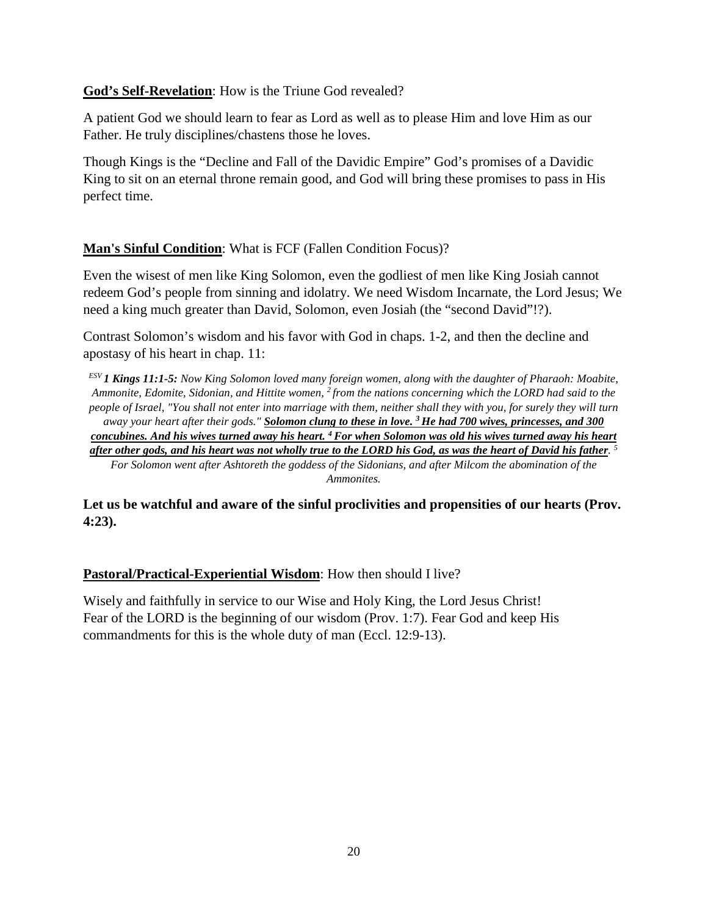**<u>God's Self-Revelation</u>**: How is the Triune God revealed?

A patient God we should learn to fear as Lord as well as to please Him and love Him as our Father. He truly disciplines/chastens those he loves.

Though Kings is the "Decline and Fall of the Davidic Empire" God's promises of a Davidic King to sit on an eternal throne remain good, and God will bring these promises to pass in His perfect time.

**<u>Man's Sinful Condition</u>**: What is FCF (Fallen Condition Focus)?

Even the wisest of men like King Solomon, even the godliest of men like King Josiah cannot redeem God's people from sinning and idolatry. We need Wisdom Incarnate, the Lord Jesus; We need a king much greater than David, Solomon, even Josiah (the "second David"!?).

Contrast Solomon's wisdom and his favor with God in chaps. 1-2, and then the decline and apostasy of his heart in chap. 11:

> *[ESV] **1 Kings 11:1-5:** Now King Solomon loved many foreign women, along with the daughter of Pharaoh: Moabite, Ammonite, Edomite, Sidonian, and Hittite women, [2] from the nations concerning which the LORD had said to the people of Israel, "You shall not enter into marriage with them, neither shall they with you, for surely they will turn away your heart after their gods." **<u>Solomon clung to these in love. [3] He had 700 wives, princesses, and 300 concubines. And his wives turned away his heart. [4] For when Solomon was old his wives turned away his heart after other gods, and his heart was not wholly true to the LORD his God, as was the heart of David his father</u>**. [5] For Solomon went after Ashtoreth the goddess of the Sidonians, and after Milcom the abomination of the Ammonites.*

**Let us be watchful and aware of the sinful proclivities and propensities of our hearts (Prov. 4:23).**

**<u>Pastoral/Practical-Experiential Wisdom</u>**: How then should I live?

Wisely and faithfully in service to our Wise and Holy King, the Lord Jesus Christ!
Fear of the LORD is the beginning of our wisdom (Prov. 1:7). Fear God and keep His commandments for this is the whole duty of man (Eccl. 12:9-13).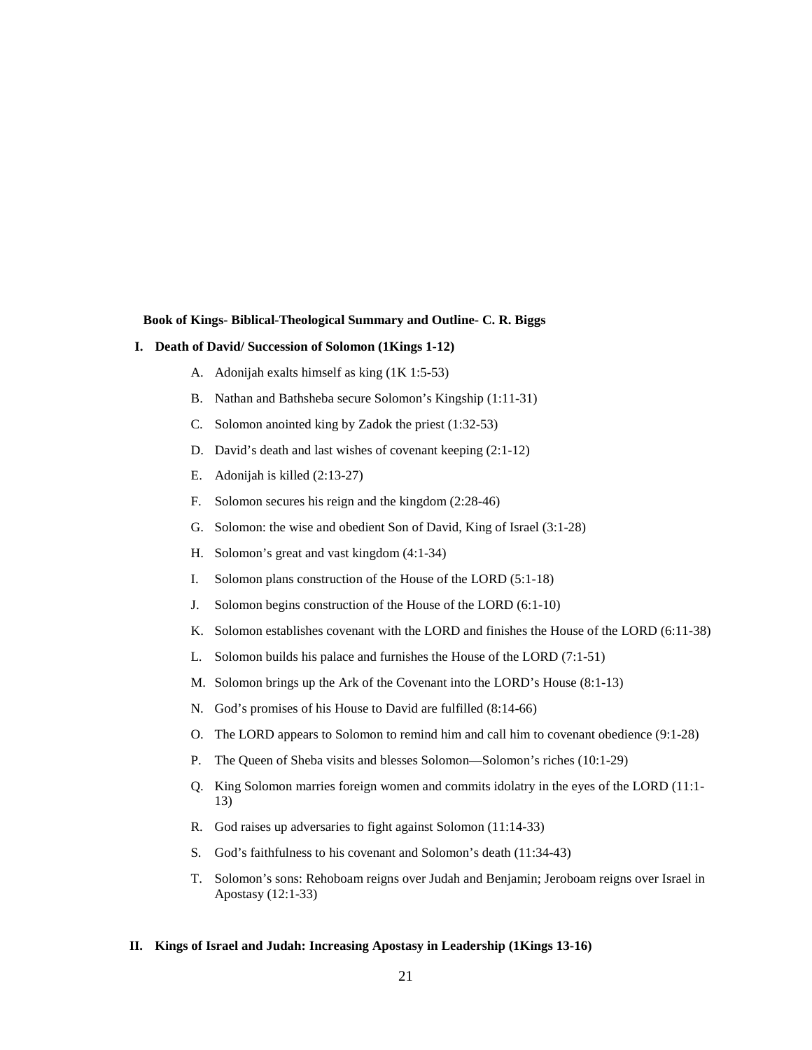**Book of Kings- Biblical-Theological Summary and Outline- C. R. Biggs**

## I. Death of David/ Succession of Solomon (1Kings 1-12)

A. Adonijah exalts himself as king (1K 1:5-53)

B. Nathan and Bathsheba secure Solomon's Kingship (1:11-31)

C. Solomon anointed king by Zadok the priest (1:32-53)

D. David's death and last wishes of covenant keeping (2:1-12)

E. Adonijah is killed (2:13-27)

F. Solomon secures his reign and the kingdom (2:28-46)

G. Solomon: the wise and obedient Son of David, King of Israel (3:1-28)

H. Solomon's great and vast kingdom (4:1-34)

I. Solomon plans construction of the House of the LORD (5:1-18)

J. Solomon begins construction of the House of the LORD (6:1-10)

K. Solomon establishes covenant with the LORD and finishes the House of the LORD (6:11-38)

L. Solomon builds his palace and furnishes the House of the LORD (7:1-51)

M. Solomon brings up the Ark of the Covenant into the LORD's House (8:1-13)

N. God's promises of his House to David are fulfilled (8:14-66)

O. The LORD appears to Solomon to remind him and call him to covenant obedience (9:1-28)

P. The Queen of Sheba visits and blesses Solomon—Solomon's riches (10:1-29)

Q. King Solomon marries foreign women and commits idolatry in the eyes of the LORD (11:1-13)

R. God raises up adversaries to fight against Solomon (11:14-33)

S. God's faithfulness to his covenant and Solomon's death (11:34-43)

T. Solomon's sons: Rehoboam reigns over Judah and Benjamin; Jeroboam reigns over Israel in Apostasy (12:1-33)

## II. Kings of Israel and Judah: Increasing Apostasy in Leadership (1Kings 13-16)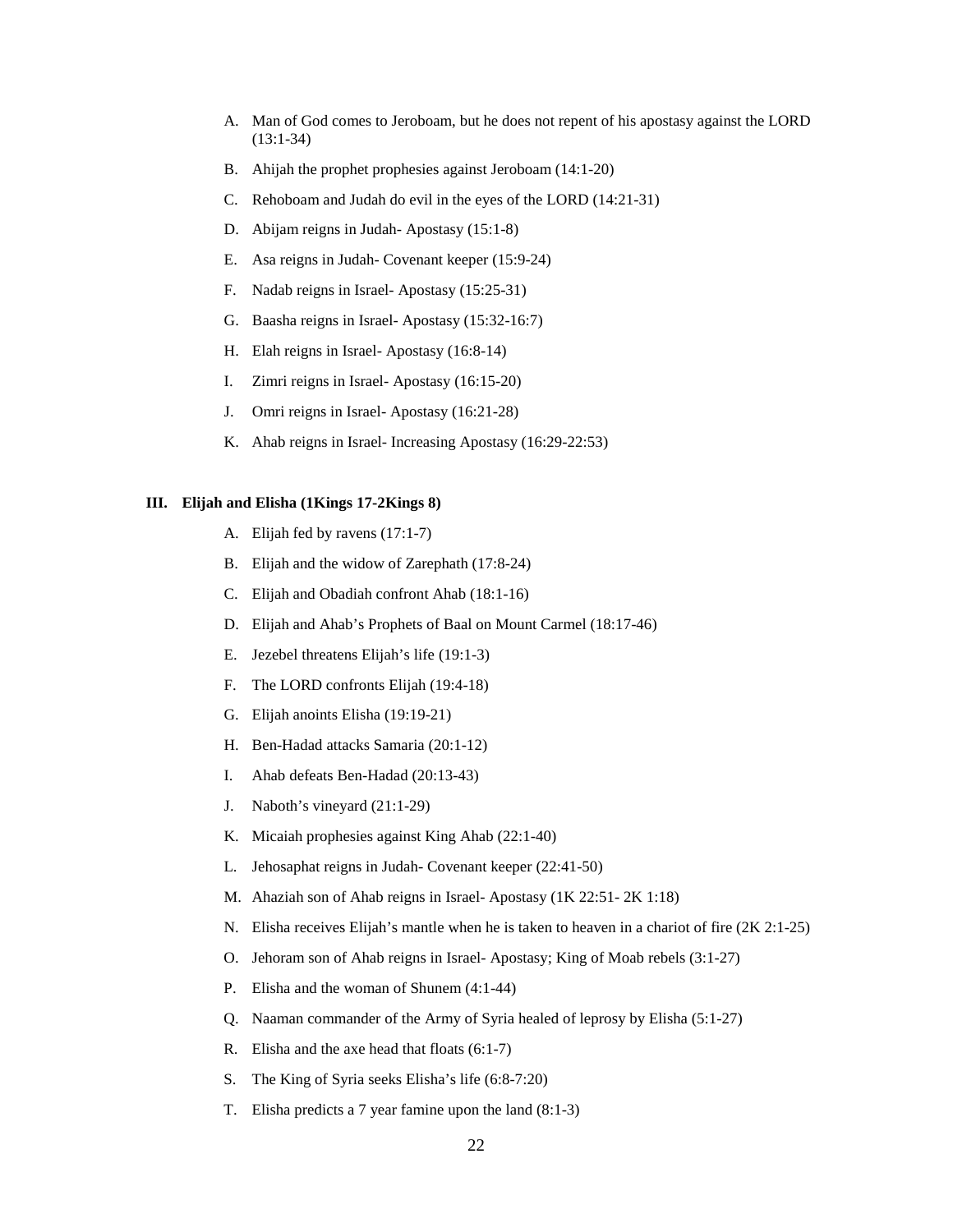A. Man of God comes to Jeroboam, but he does not repent of his apostasy against the LORD (13:1-34)

B. Ahijah the prophet prophesies against Jeroboam (14:1-20)

C. Rehoboam and Judah do evil in the eyes of the LORD (14:21-31)

D. Abijam reigns in Judah- Apostasy (15:1-8)

E. Asa reigns in Judah- Covenant keeper (15:9-24)

F. Nadab reigns in Israel- Apostasy (15:25-31)

G. Baasha reigns in Israel- Apostasy (15:32-16:7)

H. Elah reigns in Israel- Apostasy (16:8-14)

I. Zimri reigns in Israel- Apostasy (16:15-20)

J. Omri reigns in Israel- Apostasy (16:21-28)

K. Ahab reigns in Israel- Increasing Apostasy (16:29-22:53)

**III. Elijah and Elisha (1Kings 17-2Kings 8)**

A. Elijah fed by ravens (17:1-7)

B. Elijah and the widow of Zarephath (17:8-24)

C. Elijah and Obadiah confront Ahab (18:1-16)

D. Elijah and Ahab's Prophets of Baal on Mount Carmel (18:17-46)

E. Jezebel threatens Elijah's life (19:1-3)

F. The LORD confronts Elijah (19:4-18)

G. Elijah anoints Elisha (19:19-21)

H. Ben-Hadad attacks Samaria (20:1-12)

I. Ahab defeats Ben-Hadad (20:13-43)

J. Naboth's vineyard (21:1-29)

K. Micaiah prophesies against King Ahab (22:1-40)

L. Jehosaphat reigns in Judah- Covenant keeper (22:41-50)

M. Ahaziah son of Ahab reigns in Israel- Apostasy (1K 22:51- 2K 1:18)

N. Elisha receives Elijah's mantle when he is taken to heaven in a chariot of fire (2K 2:1-25)

O. Jehoram son of Ahab reigns in Israel- Apostasy; King of Moab rebels (3:1-27)

P. Elisha and the woman of Shunem (4:1-44)

Q. Naaman commander of the Army of Syria healed of leprosy by Elisha (5:1-27)

R. Elisha and the axe head that floats (6:1-7)

S. The King of Syria seeks Elisha's life (6:8-7:20)

T. Elisha predicts a 7 year famine upon the land (8:1-3)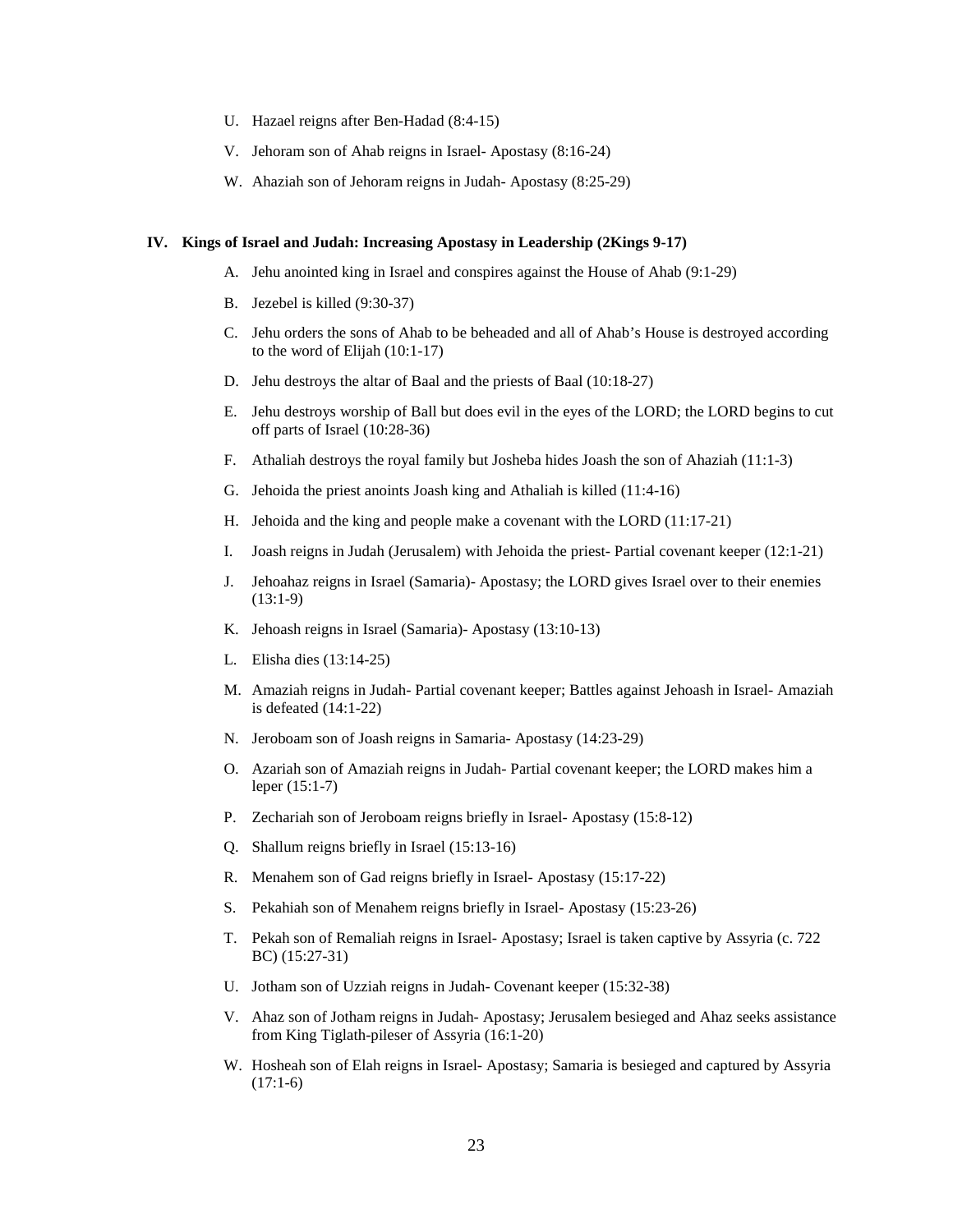U. Hazael reigns after Ben-Hadad (8:4-15)

V. Jehoram son of Ahab reigns in Israel- Apostasy (8:16-24)

W. Ahaziah son of Jehoram reigns in Judah- Apostasy (8:25-29)

## IV. Kings of Israel and Judah: Increasing Apostasy in Leadership (2Kings 9-17)

A. Jehu anointed king in Israel and conspires against the House of Ahab (9:1-29)

B. Jezebel is killed (9:30-37)

C. Jehu orders the sons of Ahab to be beheaded and all of Ahab's House is destroyed according to the word of Elijah (10:1-17)

D. Jehu destroys the altar of Baal and the priests of Baal (10:18-27)

E. Jehu destroys worship of Ball but does evil in the eyes of the LORD; the LORD begins to cut off parts of Israel (10:28-36)

F. Athaliah destroys the royal family but Josheba hides Joash the son of Ahaziah (11:1-3)

G. Jehoida the priest anoints Joash king and Athaliah is killed (11:4-16)

H. Jehoida and the king and people make a covenant with the LORD (11:17-21)

I. Joash reigns in Judah (Jerusalem) with Jehoida the priest- Partial covenant keeper (12:1-21)

J. Jehoahaz reigns in Israel (Samaria)- Apostasy; the LORD gives Israel over to their enemies (13:1-9)

K. Jehoash reigns in Israel (Samaria)- Apostasy (13:10-13)

L. Elisha dies (13:14-25)

M. Amaziah reigns in Judah- Partial covenant keeper; Battles against Jehoash in Israel- Amaziah is defeated (14:1-22)

N. Jeroboam son of Joash reigns in Samaria- Apostasy (14:23-29)

O. Azariah son of Amaziah reigns in Judah- Partial covenant keeper; the LORD makes him a leper (15:1-7)

P. Zechariah son of Jeroboam reigns briefly in Israel- Apostasy (15:8-12)

Q. Shallum reigns briefly in Israel (15:13-16)

R. Menahem son of Gad reigns briefly in Israel- Apostasy (15:17-22)

S. Pekahiah son of Menahem reigns briefly in Israel- Apostasy (15:23-26)

T. Pekah son of Remaliah reigns in Israel- Apostasy; Israel is taken captive by Assyria (c. 722 BC) (15:27-31)

U. Jotham son of Uzziah reigns in Judah- Covenant keeper (15:32-38)

V. Ahaz son of Jotham reigns in Judah- Apostasy; Jerusalem besieged and Ahaz seeks assistance from King Tiglath-pileser of Assyria (16:1-20)

W. Hosheah son of Elah reigns in Israel- Apostasy; Samaria is besieged and captured by Assyria (17:1-6)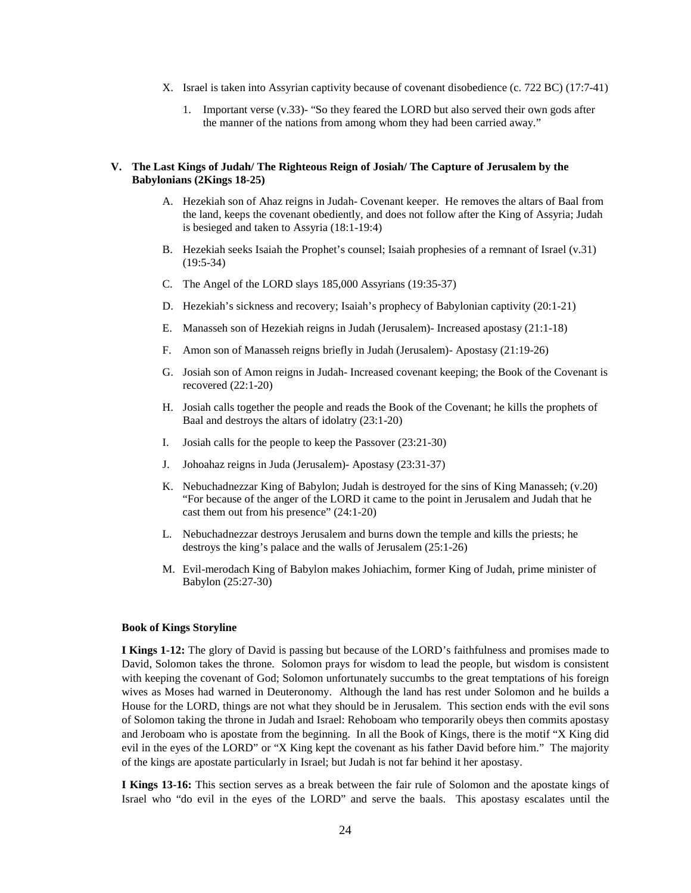X. Israel is taken into Assyrian captivity because of covenant disobedience (c. 722 BC) (17:7-41)

   1. Important verse (v.33)- "So they feared the LORD but also served their own gods after the manner of the nations from among whom they had been carried away."

**V. The Last Kings of Judah/ The Righteous Reign of Josiah/ The Capture of Jerusalem by the Babylonians (2Kings 18-25)**

A. Hezekiah son of Ahaz reigns in Judah- Covenant keeper. He removes the altars of Baal from the land, keeps the covenant obediently, and does not follow after the King of Assyria; Judah is besieged and taken to Assyria (18:1-19:4)

B. Hezekiah seeks Isaiah the Prophet's counsel; Isaiah prophesies of a remnant of Israel (v.31) (19:5-34)

C. The Angel of the LORD slays 185,000 Assyrians (19:35-37)

D. Hezekiah's sickness and recovery; Isaiah's prophecy of Babylonian captivity (20:1-21)

E. Manasseh son of Hezekiah reigns in Judah (Jerusalem)- Increased apostasy (21:1-18)

F. Amon son of Manasseh reigns briefly in Judah (Jerusalem)- Apostasy (21:19-26)

G. Josiah son of Amon reigns in Judah- Increased covenant keeping; the Book of the Covenant is recovered (22:1-20)

H. Josiah calls together the people and reads the Book of the Covenant; he kills the prophets of Baal and destroys the altars of idolatry (23:1-20)

I. Josiah calls for the people to keep the Passover (23:21-30)

J. Johoahaz reigns in Juda (Jerusalem)- Apostasy (23:31-37)

K. Nebuchadnezzar King of Babylon; Judah is destroyed for the sins of King Manasseh; (v.20) "For because of the anger of the LORD it came to the point in Jerusalem and Judah that he cast them out from his presence" (24:1-20)

L. Nebuchadnezzar destroys Jerusalem and burns down the temple and kills the priests; he destroys the king's palace and the walls of Jerusalem (25:1-26)

M. Evil-merodach King of Babylon makes Johiachim, former King of Judah, prime minister of Babylon (25:27-30)

**Book of Kings Storyline**

**I Kings 1-12:** The glory of David is passing but because of the LORD's faithfulness and promises made to David, Solomon takes the throne. Solomon prays for wisdom to lead the people, but wisdom is consistent with keeping the covenant of God; Solomon unfortunately succumbs to the great temptations of his foreign wives as Moses had warned in Deuteronomy. Although the land has rest under Solomon and he builds a House for the LORD, things are not what they should be in Jerusalem. This section ends with the evil sons of Solomon taking the throne in Judah and Israel: Rehoboam who temporarily obeys then commits apostasy and Jeroboam who is apostate from the beginning. In all the Book of Kings, there is the motif "X King did evil in the eyes of the LORD" or "X King kept the covenant as his father David before him." The majority of the kings are apostate particularly in Israel; but Judah is not far behind it her apostasy.

**I Kings 13-16:** This section serves as a break between the fair rule of Solomon and the apostate kings of Israel who "do evil in the eyes of the LORD" and serve the baals. This apostasy escalates until the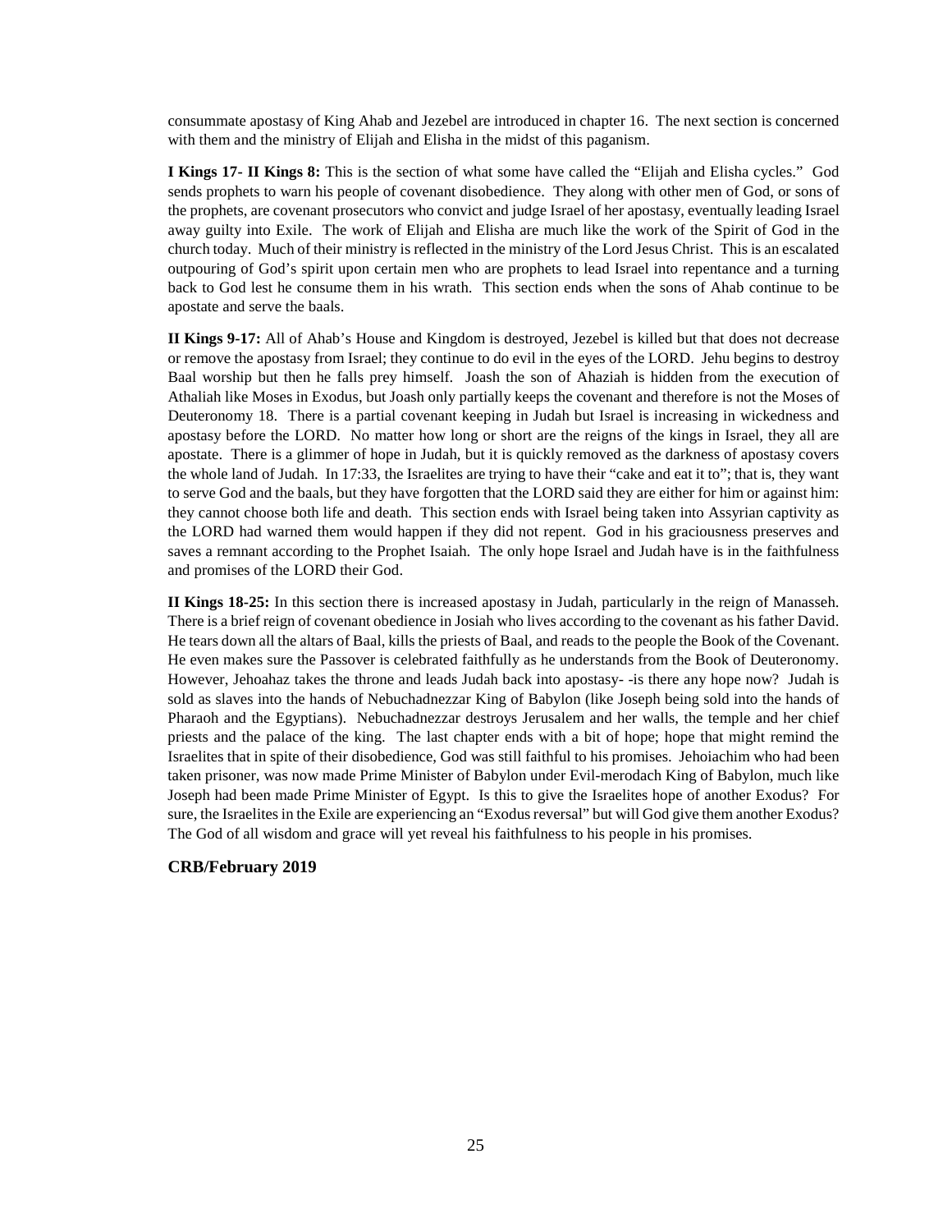consummate apostasy of King Ahab and Jezebel are introduced in chapter 16. The next section is concerned with them and the ministry of Elijah and Elisha in the midst of this paganism.

**I Kings 17- II Kings 8:** This is the section of what some have called the "Elijah and Elisha cycles." God sends prophets to warn his people of covenant disobedience. They along with other men of God, or sons of the prophets, are covenant prosecutors who convict and judge Israel of her apostasy, eventually leading Israel away guilty into Exile. The work of Elijah and Elisha are much like the work of the Spirit of God in the church today. Much of their ministry is reflected in the ministry of the Lord Jesus Christ. This is an escalated outpouring of God's spirit upon certain men who are prophets to lead Israel into repentance and a turning back to God lest he consume them in his wrath. This section ends when the sons of Ahab continue to be apostate and serve the baals.

**II Kings 9-17:** All of Ahab's House and Kingdom is destroyed, Jezebel is killed but that does not decrease or remove the apostasy from Israel; they continue to do evil in the eyes of the LORD. Jehu begins to destroy Baal worship but then he falls prey himself. Joash the son of Ahaziah is hidden from the execution of Athaliah like Moses in Exodus, but Joash only partially keeps the covenant and therefore is not the Moses of Deuteronomy 18. There is a partial covenant keeping in Judah but Israel is increasing in wickedness and apostasy before the LORD. No matter how long or short are the reigns of the kings in Israel, they all are apostate. There is a glimmer of hope in Judah, but it is quickly removed as the darkness of apostasy covers the whole land of Judah. In 17:33, the Israelites are trying to have their "cake and eat it to"; that is, they want to serve God and the baals, but they have forgotten that the LORD said they are either for him or against him: they cannot choose both life and death. This section ends with Israel being taken into Assyrian captivity as the LORD had warned them would happen if they did not repent. God in his graciousness preserves and saves a remnant according to the Prophet Isaiah. The only hope Israel and Judah have is in the faithfulness and promises of the LORD their God.

**II Kings 18-25:** In this section there is increased apostasy in Judah, particularly in the reign of Manasseh. There is a brief reign of covenant obedience in Josiah who lives according to the covenant as his father David. He tears down all the altars of Baal, kills the priests of Baal, and reads to the people the Book of the Covenant. He even makes sure the Passover is celebrated faithfully as he understands from the Book of Deuteronomy. However, Jehoahaz takes the throne and leads Judah back into apostasy- -is there any hope now? Judah is sold as slaves into the hands of Nebuchadnezzar King of Babylon (like Joseph being sold into the hands of Pharaoh and the Egyptians). Nebuchadnezzar destroys Jerusalem and her walls, the temple and her chief priests and the palace of the king. The last chapter ends with a bit of hope; hope that might remind the Israelites that in spite of their disobedience, God was still faithful to his promises. Jehoiachim who had been taken prisoner, was now made Prime Minister of Babylon under Evil-merodach King of Babylon, much like Joseph had been made Prime Minister of Egypt. Is this to give the Israelites hope of another Exodus? For sure, the Israelites in the Exile are experiencing an "Exodus reversal" but will God give them another Exodus? The God of all wisdom and grace will yet reveal his faithfulness to his people in his promises.

**CRB/February 2019**